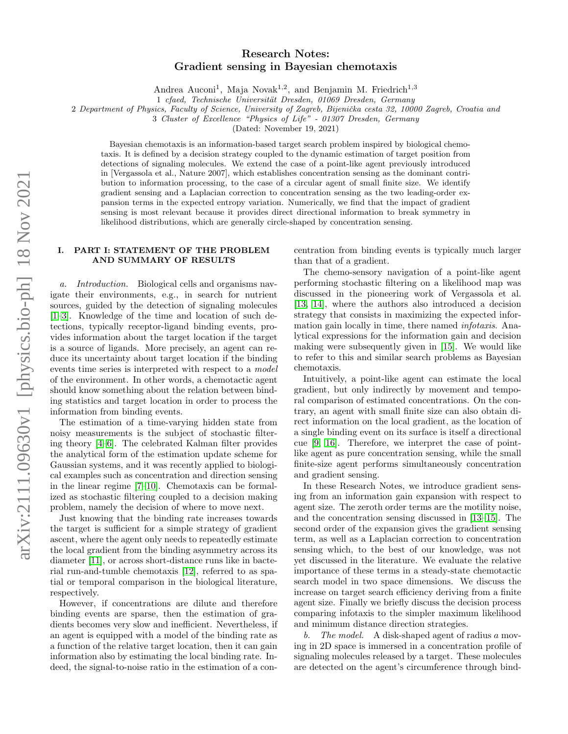# Research Notes: Gradient sensing in Bayesian chemotaxis

Andrea Auconi[1], Maja Novak[1,2], and Benjamin M. Friedrich[1,3]

1 *cfaed, Technische Universität Dresden, 01069 Dresden, Germany*

2 *Department of Physics, Faculty of Science, University of Zagreb, Bijenička cesta 32, 10000 Zagreb, Croatia and*

3 *Cluster of Excellence "Physics of Life" - 01307 Dresden, Germany*

(Dated: November 19, 2021)

Bayesian chemotaxis is an information-based target search problem inspired by biological chemotaxis. It is defined by a decision strategy coupled to the dynamic estimation of target position from detections of signaling molecules. We extend the case of a point-like agent previously introduced in [Vergassola et al., Nature 2007], which establishes concentration sensing as the dominant contribution to information processing, to the case of a circular agent of small finite size. We identify gradient sensing and a Laplacian correction to concentration sensing as the two leading-order expansion terms in the expected entropy variation. Numerically, we find that the impact of gradient sensing is most relevant because it provides direct directional information to break symmetry in likelihood distributions, which are generally circle-shaped by concentration sensing.

## I. PART I: STATEMENT OF THE PROBLEM AND SUMMARY OF RESULTS

*a. Introduction.* Biological cells and organisms navigate their environments, e.g., in search for nutrient sources, guided by the detection of signaling molecules [1–3]. Knowledge of the time and location of such detections, typically receptor-ligand binding events, provides information about the target location if the target is a source of ligands. More precisely, an agent can reduce its uncertainty about target location if the binding events time series is interpreted with respect to a *model* of the environment. In other words, a chemotactic agent should know something about the relation between binding statistics and target location in order to process the information from binding events.

The estimation of a time-varying hidden state from noisy measurements is the subject of stochastic filtering theory [4–6]. The celebrated Kalman filter provides the analytical form of the estimation update scheme for Gaussian systems, and it was recently applied to biological examples such as concentration and direction sensing in the linear regime [7–10]. Chemotaxis can be formalized as stochastic filtering coupled to a decision making problem, namely the decision of where to move next.

Just knowing that the binding rate increases towards the target is sufficient for a simple strategy of gradient ascent, where the agent only needs to repeatedly estimate the local gradient from the binding asymmetry across its diameter [11], or across short-distance runs like in bacterial run-and-tumble chemotaxis [12], referred to as spatial or temporal comparison in the biological literature, respectively.

However, if concentrations are dilute and therefore binding events are sparse, then the estimation of gradients becomes very slow and inefficient. Nevertheless, if an agent is equipped with a model of the binding rate as a function of the relative target location, then it can gain information also by estimating the local binding rate. Indeed, the signal-to-noise ratio in the estimation of a concentration from binding events is typically much larger than that of a gradient.

The chemo-sensory navigation of a point-like agent performing stochastic filtering on a likelihood map was discussed in the pioneering work of Vergassola et al. [13, 14], where the authors also introduced a decision strategy that consists in maximizing the expected information gain locally in time, there named *infotaxis*. Analytical expressions for the information gain and decision making were subsequently given in [15]. We would like to refer to this and similar search problems as Bayesian chemotaxis.

Intuitively, a point-like agent can estimate the local gradient, but only indirectly by movement and temporal comparison of estimated concentrations. On the contrary, an agent with small finite size can also obtain direct information on the local gradient, as the location of a single binding event on its surface is itself a directional cue [9, 16]. Therefore, we interpret the case of point-like agent as pure concentration sensing, while the small finite-size agent performs simultaneously concentration and gradient sensing.

In these Research Notes, we introduce gradient sensing from an information gain expansion with respect to agent size. The zeroth order terms are the motility noise, and the concentration sensing discussed in [13–15]. The second order of the expansion gives the gradient sensing term, as well as a Laplacian correction to concentration sensing which, to the best of our knowledge, was not yet discussed in the literature. We evaluate the relative importance of these terms in a steady-state chemotactic search model in two space dimensions. We discuss the increase on target search efficiency deriving from a finite agent size. Finally we briefly discuss the decision process comparing infotaxis to the simpler maximum likelihood and minimum distance direction strategies.

*b. The model.* A disk-shaped agent of radius $a$ moving in 2D space is immersed in a concentration profile of signaling molecules released by a target. These molecules are detected on the agent's circumference through bind-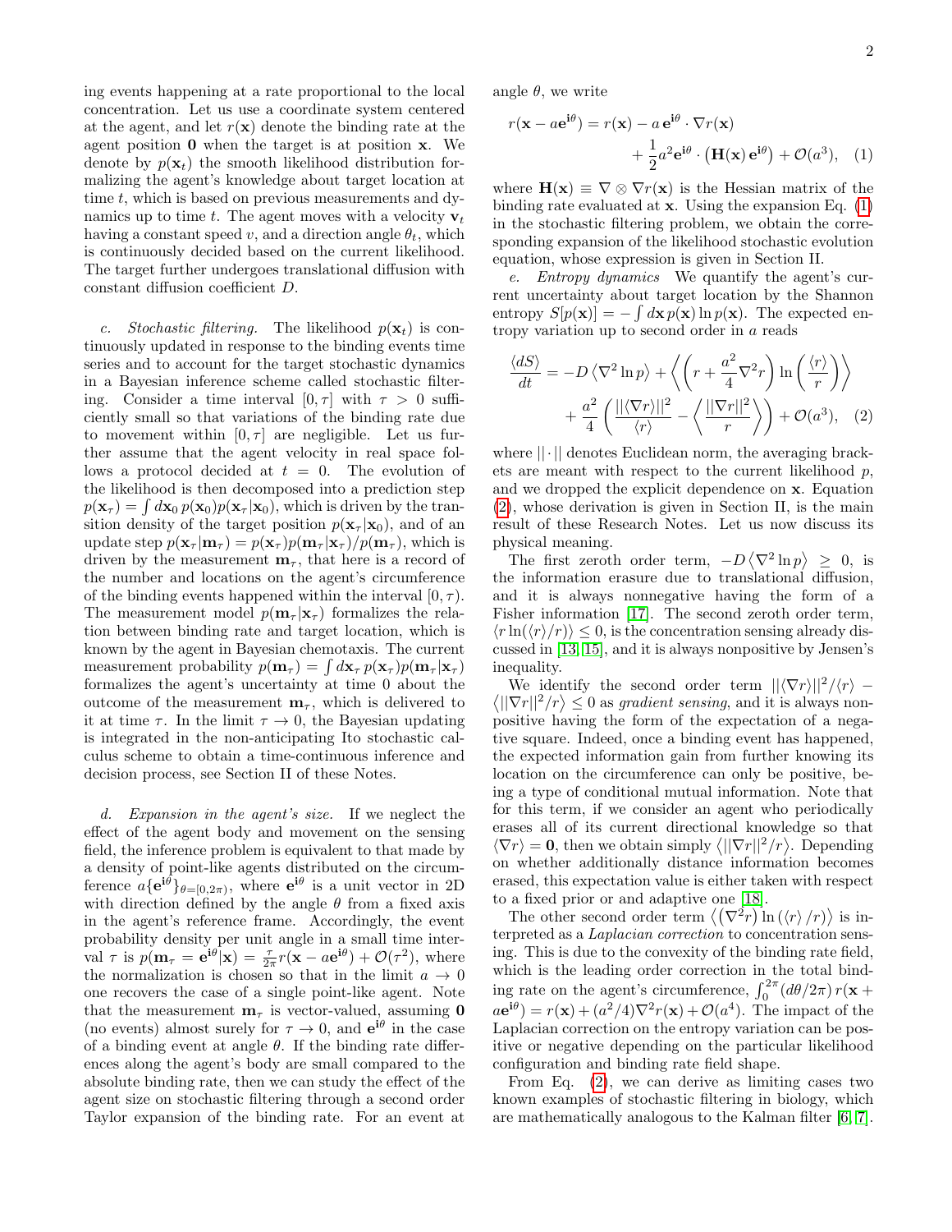ing events happening at a rate proportional to the local concentration. Let us use a coordinate system centered at the agent, and let $r(\mathbf{x})$ denote the binding rate at the agent position $\mathbf{0}$ when the target is at position $\mathbf{x}$. We denote by $p(\mathbf{x}_t)$ the smooth likelihood distribution formalizing the agent's knowledge about target location at time $t$, which is based on previous measurements and dynamics up to time $t$. The agent moves with a velocity $\mathbf{v}_t$ having a constant speed $v$, and a direction angle $\theta_t$, which is continuously decided based on the current likelihood. The target further undergoes translational diffusion with constant diffusion coefficient $D$.

*c. Stochastic filtering.* The likelihood $p(\mathbf{x}_t)$ is continuously updated in response to the binding events time series and to account for the target stochastic dynamics in a Bayesian inference scheme called stochastic filtering. Consider a time interval $[0,\tau]$ with $\tau > 0$ sufficiently small so that variations of the binding rate due to movement within $[0,\tau]$ are negligible. Let us further assume that the agent velocity in real space follows a protocol decided at $t = 0$. The evolution of the likelihood is then decomposed into a prediction step $p(\mathbf{x}_\tau) = \int d\mathbf{x}_0\, p(\mathbf{x}_0)p(\mathbf{x}_\tau|\mathbf{x}_0)$, which is driven by the transition density of the target position $p(\mathbf{x}_\tau|\mathbf{x}_0)$, and of an update step $p(\mathbf{x}_\tau|\mathbf{m}_\tau) = p(\mathbf{x}_\tau)p(\mathbf{m}_\tau|\mathbf{x}_\tau)/p(\mathbf{m}_\tau)$, which is driven by the measurement $\mathbf{m}_\tau$, that here is a record of the number and locations on the agent's circumference of the binding events happened within the interval $[0,\tau)$. The measurement model $p(\mathbf{m}_\tau|\mathbf{x}_\tau)$ formalizes the relation between binding rate and target location, which is known by the agent in Bayesian chemotaxis. The current measurement probability $p(\mathbf{m}_\tau) = \int d\mathbf{x}_\tau\, p(\mathbf{x}_\tau)p(\mathbf{m}_\tau|\mathbf{x}_\tau)$ formalizes the agent's uncertainty at time 0 about the outcome of the measurement $\mathbf{m}_\tau$, which is delivered to it at time $\tau$. In the limit $\tau \to 0$, the Bayesian updating is integrated in the non-anticipating Ito stochastic calculus scheme to obtain a time-continuous inference and decision process, see Section II of these Notes.

*d. Expansion in the agent's size.* If we neglect the effect of the agent body and movement on the sensing field, the inference problem is equivalent to that made by a density of point-like agents distributed on the circumference $a\{\mathbf{e}^{\mathbf{i}\theta}\}_{\theta=[0,2\pi)}$, where $\mathbf{e}^{\mathbf{i}\theta}$ is a unit vector in 2D with direction defined by the angle $\theta$ from a fixed axis in the agent's reference frame. Accordingly, the event probability density per unit angle in a small time interval $\tau$ is $p(\mathbf{m}_\tau = \mathbf{e}^{\mathbf{i}\theta}|\mathbf{x}) = \frac{\tau}{2\pi}r(\mathbf{x} - a\mathbf{e}^{\mathbf{i}\theta}) + \mathcal{O}(\tau^2)$, where the normalization is chosen so that in the limit $a \to 0$ one recovers the case of a single point-like agent. Note that the measurement $\mathbf{m}_\tau$ is vector-valued, assuming $\mathbf{0}$ (no events) almost surely for $\tau \to 0$, and $\mathbf{e}^{\mathbf{i}\theta}$ in the case of a binding event at angle $\theta$. If the binding rate differences along the agent's body are small compared to the absolute binding rate, then we can study the effect of the agent size on stochastic filtering through a second order Taylor expansion of the binding rate. For an event at angle $\theta$, we write

$$
r(\mathbf{x} - a\mathbf{e}^{\mathbf{i}\theta}) = r(\mathbf{x}) - a\,\mathbf{e}^{\mathbf{i}\theta}\cdot\nabla r(\mathbf{x}) + \frac{1}{2}a^2\mathbf{e}^{\mathbf{i}\theta}\cdot\left(\mathbf{H}(\mathbf{x})\,\mathbf{e}^{\mathbf{i}\theta}\right) + \mathcal{O}(a^3), \quad (1)
$$

where $\mathbf{H}(\mathbf{x}) \equiv \nabla \otimes \nabla r(\mathbf{x})$ is the Hessian matrix of the binding rate evaluated at $\mathbf{x}$. Using the expansion Eq. (1) in the stochastic filtering problem, we obtain the corresponding expansion of the likelihood stochastic evolution equation, whose expression is given in Section II.

*e. Entropy dynamics* We quantify the agent's current uncertainty about target location by the Shannon entropy $S[p(\mathbf{x})] = -\int d\mathbf{x}\, p(\mathbf{x})\ln p(\mathbf{x})$. The expected entropy variation up to second order in $a$ reads

$$
\frac{\langle dS\rangle}{dt} = -D\left\langle \nabla^2 \ln p\right\rangle + \left\langle \left(r + \frac{a^2}{4}\nabla^2 r\right)\ln\left(\frac{\langle r\rangle}{r}\right)\right\rangle + \frac{a^2}{4}\left(\frac{||\langle\nabla r\rangle||^2}{\langle r\rangle} - \left\langle\frac{||\nabla r||^2}{r}\right\rangle\right) + \mathcal{O}(a^3), \quad (2)
$$

where $||\cdot||$ denotes Euclidean norm, the averaging brackets are meant with respect to the current likelihood $p$, and we dropped the explicit dependence on $\mathbf{x}$. Equation (2), whose derivation is given in Section II, is the main result of these Research Notes. Let us now discuss its physical meaning.

The first zeroth order term, $-D\left\langle \nabla^2 \ln p\right\rangle \geq 0$, is the information erasure due to translational diffusion, and it is always nonnegative having the form of a Fisher information [17]. The second zeroth order term, $\langle r\ln(\langle r\rangle/r)\rangle \leq 0$, is the concentration sensing already discussed in [13, 15], and it is always nonpositive by Jensen's inequality.

We identify the second order term $||\langle\nabla r\rangle||^2/\langle r\rangle - \left\langle||\nabla r||^2/r\right\rangle \leq 0$ as *gradient sensing*, and it is always nonpositive having the form of the expectation of a negative square. Indeed, once a binding event has happened, the expected information gain from further knowing its location on the circumference can only be positive, being a type of conditional mutual information. Note that for this term, if we consider an agent who periodically erases all of its current directional knowledge so that $\langle\nabla r\rangle = \mathbf{0}$, then we obtain simply $\left\langle||\nabla r||^2/r\right\rangle$. Depending on whether additionally distance information becomes erased, this expectation value is either taken with respect to a fixed prior or and adaptive one [18].

The other second order term $\left\langle\left(\nabla^2 r\right)\ln\left(\langle r\rangle/r\right)\right\rangle$ is interpreted as a *Laplacian correction* to concentration sensing. This is due to the convexity of the binding rate field, which is the leading order correction in the total binding rate on the agent's circumference, $\int_0^{2\pi}(d\theta/2\pi)\, r(\mathbf{x} + a\mathbf{e}^{\mathbf{i}\theta}) = r(\mathbf{x}) + (a^2/4)\nabla^2 r(\mathbf{x}) + \mathcal{O}(a^4)$. The impact of the Laplacian correction on the entropy variation can be positive or negative depending on the particular likelihood configuration and binding rate field shape.

From Eq. (2), we can derive as limiting cases two known examples of stochastic filtering in biology, which are mathematically analogous to the Kalman filter [6, 7].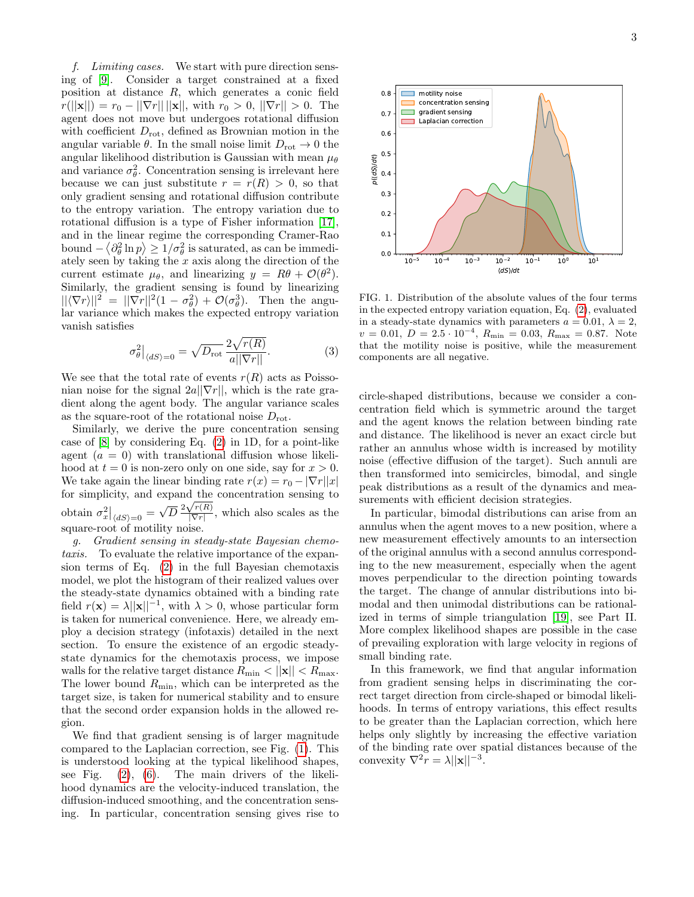*f. Limiting cases.* We start with pure direction sensing of [9]. Consider a target constrained at a fixed position at distance $R$, which generates a conic field $r(||\mathbf{x}||) = r_0 - ||\nabla r||\,||\mathbf{x}||$, with $r_0 > 0$, $||\nabla r|| > 0$. The agent does not move but undergoes rotational diffusion with coefficient $D_{\rm rot}$, defined as Brownian motion in the angular variable $\theta$. In the small noise limit $D_{\rm rot} \to 0$ the angular likelihood distribution is Gaussian with mean $\mu_\theta$ and variance $\sigma_\theta^2$. Concentration sensing is irrelevant here because we can just substitute $r = r(R) > 0$, so that only gradient sensing and rotational diffusion contribute to the entropy variation. The entropy variation due to rotational diffusion is a type of Fisher information [17], and in the linear regime the corresponding Cramer-Rao bound $-\left\langle \partial_\theta^2 \ln p \right\rangle \geq 1/\sigma_\theta^2$ is saturated, as can be immediately seen by taking the $x$ axis along the direction of the current estimate $\mu_\theta$, and linearizing $y = R\theta + \mathcal{O}(\theta^2)$. Similarly, the gradient sensing is found by linearizing $||\langle \nabla r \rangle||^2 = ||\nabla r||^2(1 - \sigma_\theta^2) + \mathcal{O}(\sigma_\theta^3)$. Then the angular variance which makes the expected entropy variation vanish satisfies

$$\sigma_\theta^2\big|_{\langle dS \rangle = 0} = \sqrt{D_{\rm rot}}\,\frac{2\sqrt{r(R)}}{a||\nabla r||}. \tag{3}$$

We see that the total rate of events $r(R)$ acts as Poissonian noise for the signal $2a||\nabla r||$, which is the rate gradient along the agent body. The angular variance scales as the square-root of the rotational noise $D_{\rm rot}$.

Similarly, we derive the pure concentration sensing case of [8] by considering Eq. (2) in 1D, for a point-like agent ($a = 0$) with translational diffusion whose likelihood at $t = 0$ is non-zero only on one side, say for $x > 0$. We take again the linear binding rate $r(x) = r_0 - |\nabla r||x|$ for simplicity, and expand the concentration sensing to obtain $\sigma_x^2\big|_{\langle dS \rangle = 0} = \sqrt{D}\,\frac{2\sqrt{r(R)}}{|\nabla r|}$, which also scales as the square-root of motility noise.

*g. Gradient sensing in steady-state Bayesian chemotaxis.* To evaluate the relative importance of the expansion terms of Eq. (2) in the full Bayesian chemotaxis model, we plot the histogram of their realized values over the steady-state dynamics obtained with a binding rate field $r(\mathbf{x}) = \lambda||\mathbf{x}||^{-1}$, with $\lambda > 0$, whose particular form is taken for numerical convenience. Here, we already employ a decision strategy (infotaxis) detailed in the next section. To ensure the existence of an ergodic steady-state dynamics for the chemotaxis process, we impose walls for the relative target distance $R_{\rm min} < ||\mathbf{x}|| < R_{\rm max}$. The lower bound $R_{\rm min}$, which can be interpreted as the target size, is taken for numerical stability and to ensure that the second order expansion holds in the allowed region.

We find that gradient sensing is of larger magnitude compared to the Laplacian correction, see Fig. (1). This is understood looking at the typical likelihood shapes, see Fig. (2), (6). The main drivers of the likelihood dynamics are the velocity-induced translation, the diffusion-induced smoothing, and the concentration sensing. In particular, concentration sensing gives rise to circle-shaped distributions, because we consider a concentration field which is symmetric around the target and the agent knows the relation between binding rate and distance. The likelihood is never an exact circle but rather an annulus whose width is increased by motility noise (effective diffusion of the target). Such annuli are then transformed into semicircles, bimodal, and single peak distributions as a result of the dynamics and measurements with efficient decision strategies.

In particular, bimodal distributions can arise from an annulus when the agent moves to a new position, where a new measurement effectively amounts to an intersection of the original annulus with a second annulus corresponding to the new measurement, especially when the agent moves perpendicular to the direction pointing towards the target. The change of annular distributions into bimodal and then unimodal distributions can be rationalized in terms of simple triangulation [19], see Part II. More complex likelihood shapes are possible in the case of prevailing exploration with large velocity in regions of small binding rate.

In this framework, we find that angular information from gradient sensing helps in discriminating the correct target direction from circle-shaped or bimodal likelihoods. In terms of entropy variations, this effect results to be greater than the Laplacian correction, which here helps only slightly by increasing the effective variation of the binding rate over spatial distances because of the convexity $\nabla^2 r = \lambda||\mathbf{x}||^{-3}$.

FIG. 1. Distribution of the absolute values of the four terms in the expected entropy variation equation, Eq. (2), evaluated in a steady-state dynamics with parameters $a = 0.01$, $\lambda = 2$, $v = 0.01$, $D = 2.5 \cdot 10^{-4}$, $R_{\rm min} = 0.03$, $R_{\rm max} = 0.87$. Note that the motility noise is positive, while the measurement components are all negative.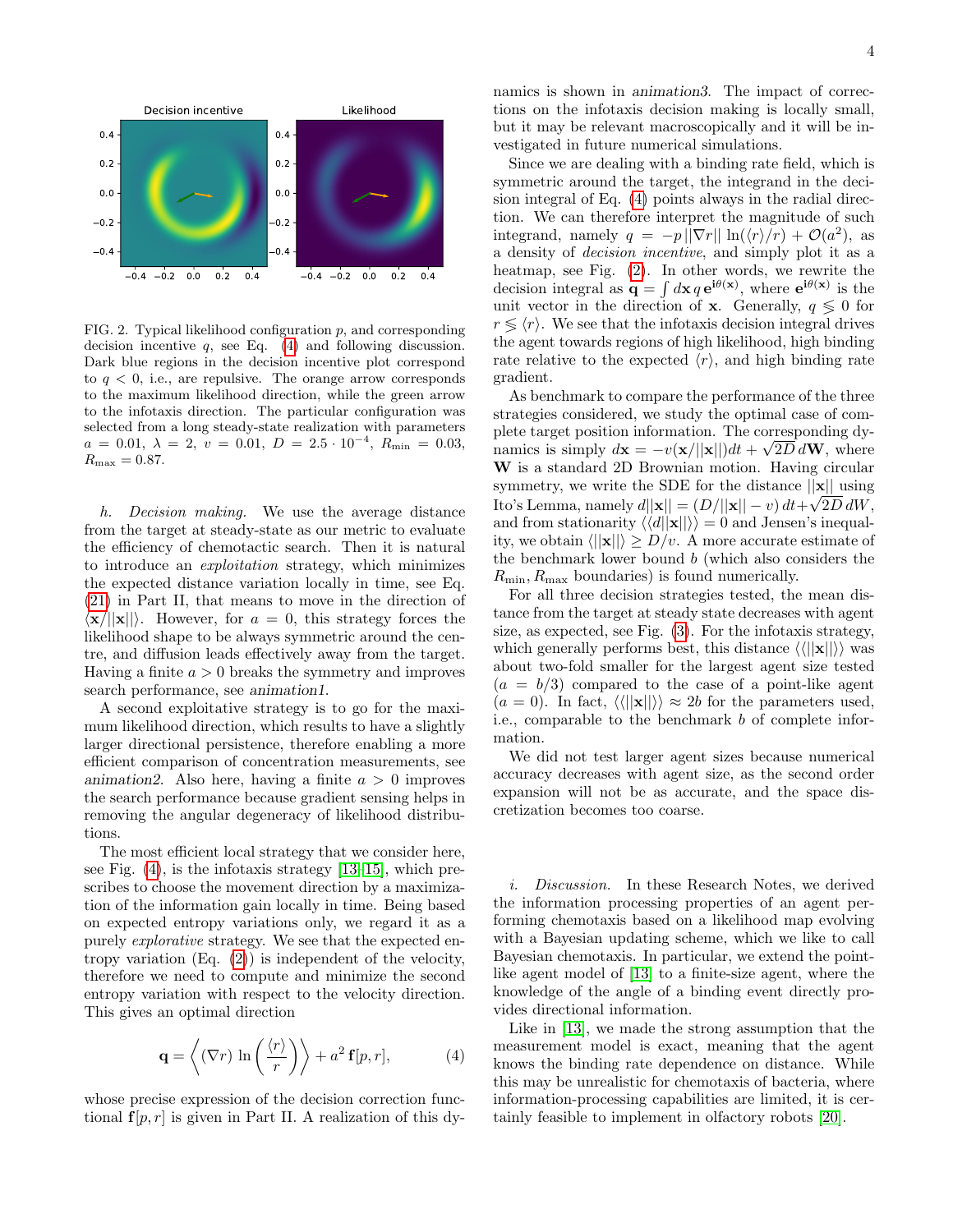FIG. 2. Typical likelihood configuration $p$, and corresponding decision incentive $q$, see Eq. (4) and following discussion. Dark blue regions in the decision incentive plot correspond to $q < 0$, i.e., are repulsive. The orange arrow corresponds to the maximum likelihood direction, while the green arrow to the infotaxis direction. The particular configuration was selected from a long steady-state realization with parameters $a = 0.01$, $\lambda = 2$, $v = 0.01$, $D = 2.5 \cdot 10^{-4}$, $R_{\rm min} = 0.03$, $R_{\rm max} = 0.87$.

*h. Decision making.* We use the average distance from the target at steady-state as our metric to evaluate the efficiency of chemotactic search. Then it is natural to introduce an *exploitation* strategy, which minimizes the expected distance variation locally in time, see Eq. (21) in Part II, that means to move in the direction of $\langle \mathbf{x}/||\mathbf{x}|| \rangle$. However, for $a = 0$, this strategy forces the likelihood shape to be always symmetric around the centre, and diffusion leads effectively away from the target. Having a finite $a > 0$ breaks the symmetry and improves search performance, see *animation1*.

A second exploitative strategy is to go for the maximum likelihood direction, which results to have a slightly larger directional persistence, therefore enabling a more efficient comparison of concentration measurements, see *animation2*. Also here, having a finite $a > 0$ improves the search performance because gradient sensing helps in removing the angular degeneracy of likelihood distributions.

The most efficient local strategy that we consider here, see Fig. (4), is the infotaxis strategy [13–15], which prescribes to choose the movement direction by a maximization of the information gain locally in time. Being based on expected entropy variations only, we regard it as a purely *explorative* strategy. We see that the expected entropy variation (Eq. (2)) is independent of the velocity, therefore we need to compute and minimize the second entropy variation with respect to the velocity direction. This gives an optimal direction

$$\mathbf{q} = \left\langle (\nabla r)\, \ln\left(\frac{\langle r \rangle}{r}\right) \right\rangle + a^2\, \mathbf{f}[p, r], \tag{4}$$

whose precise expression of the decision correction functional $\mathbf{f}[p, r]$ is given in Part II. A realization of this dynamics is shown in *animation3*. The impact of corrections on the infotaxis decision making is locally small, but it may be relevant macroscopically and it will be investigated in future numerical simulations.

Since we are dealing with a binding rate field, which is symmetric around the target, the integrand in the decision integral of Eq. (4) points always in the radial direction. We can therefore interpret the magnitude of such integrand, namely $q = -p\, ||\nabla r||\, \ln(\langle r \rangle / r) + \mathcal{O}(a^2)$, as a density of *decision incentive*, and simply plot it as a heatmap, see Fig. (2). In other words, we rewrite the decision integral as $\mathbf{q} = \int d\mathbf{x}\, q\, \mathbf{e}^{\mathrm{i}\theta(\mathbf{x})}$, where $\mathbf{e}^{\mathrm{i}\theta(\mathbf{x})}$ is the unit vector in the direction of $\mathbf{x}$. Generally, $q \lessgtr 0$ for $r \lessgtr \langle r \rangle$. We see that the infotaxis decision integral drives the agent towards regions of high likelihood, high binding rate relative to the expected $\langle r \rangle$, and high binding rate gradient.

As benchmark to compare the performance of the three strategies considered, we study the optimal case of complete target position information. The corresponding dynamics is simply $d\mathbf{x} = -v(\mathbf{x}/||\mathbf{x}||)dt + \sqrt{2D}\, d\mathbf{W}$, where $\mathbf{W}$ is a standard 2D Brownian motion. Having circular symmetry, we write the SDE for the distance $||\mathbf{x}||$ using Ito's Lemma, namely $d||\mathbf{x}|| = (D/||\mathbf{x}|| - v)\, dt + \sqrt{2D}\, dW$, and from stationarity $\langle\langle d||\mathbf{x}|| \rangle\rangle = 0$ and Jensen's inequality, we obtain $\langle ||\mathbf{x}|| \rangle \geq D/v$. A more accurate estimate of the benchmark lower bound $b$ (which also considers the $R_{\rm min}, R_{\rm max}$ boundaries) is found numerically.

For all three decision strategies tested, the mean distance from the target at steady state decreases with agent size, as expected, see Fig. (3). For the infotaxis strategy, which generally performs best, this distance $\langle\langle ||\mathbf{x}|| \rangle\rangle$ was about two-fold smaller for the largest agent size tested ($a = b/3$) compared to the case of a point-like agent ($a = 0$). In fact, $\langle\langle ||\mathbf{x}|| \rangle\rangle \approx 2b$ for the parameters used, i.e., comparable to the benchmark $b$ of complete information.

We did not test larger agent sizes because numerical accuracy decreases with agent size, as the second order expansion will not be as accurate, and the space discretization becomes too coarse.

*i. Discussion.* In these Research Notes, we derived the information processing properties of an agent performing chemotaxis based on a likelihood map evolving with a Bayesian updating scheme, which we like to call Bayesian chemotaxis. In particular, we extend the point-like agent model of [13] to a finite-size agent, where the knowledge of the angle of a binding event directly provides directional information.

Like in [13], we made the strong assumption that the measurement model is exact, meaning that the agent knows the binding rate dependence on distance. While this may be unrealistic for chemotaxis of bacteria, where information-processing capabilities are limited, it is certainly feasible to implement in olfactory robots [20].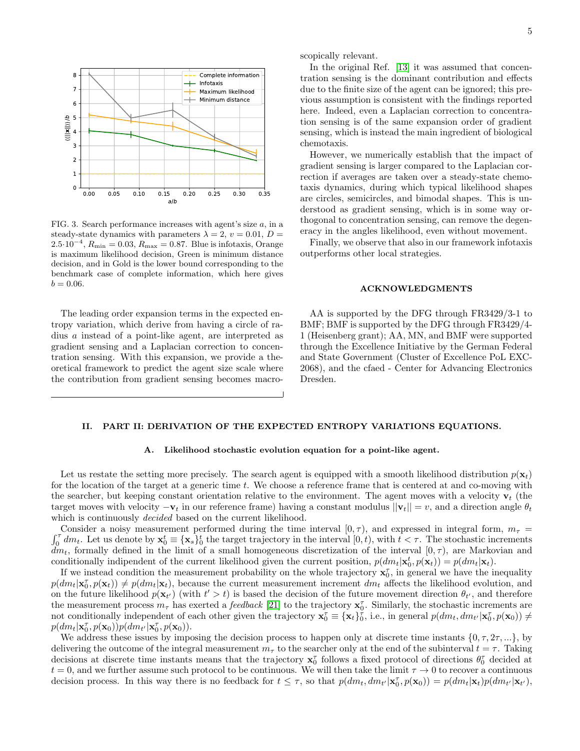FIG. 3. Search performance increases with agent's size $a$, in a steady-state dynamics with parameters $\lambda = 2$, $v = 0.01$, $D = 2.5 \cdot 10^{-4}$, $R_{\min} = 0.03$, $R_{\max} = 0.87$. Blue is infotaxis, Orange is maximum likelihood decision, Green is minimum distance decision, and in Gold is the lower bound corresponding to the benchmark case of complete information, which here gives $b = 0.06$.

The leading order expansion terms in the expected entropy variation, which derive from having a circle of radius $a$ instead of a point-like agent, are interpreted as gradient sensing and a Laplacian correction to concentration sensing. With this expansion, we provide a theoretical framework to predict the agent size scale where the contribution from gradient sensing becomes macroscopically relevant.

In the original Ref. [13] it was assumed that concentration sensing is the dominant contribution and effects due to the finite size of the agent can be ignored; this previous assumption is consistent with the findings reported here. Indeed, even a Laplacian correction to concentration sensing is of the same expansion order of gradient sensing, which is instead the main ingredient of biological chemotaxis.

However, we numerically establish that the impact of gradient sensing is larger compared to the Laplacian correction if averages are taken over a steady-state chemotaxis dynamics, during which typical likelihood shapes are circles, semicircles, and bimodal shapes. This is understood as gradient sensing, which is in some way orthogonal to concentration sensing, can remove the degeneracy in the angles likelihood, even without movement.

Finally, we observe that also in our framework infotaxis outperforms other local strategies.

## ACKNOWLEDGMENTS

AA is supported by the DFG through FR3429/3-1 to BMF; BMF is supported by the DFG through FR3429/4-1 (Heisenberg grant); AA, MN, and BMF were supported through the Excellence Initiative by the German Federal and State Government (Cluster of Excellence PoL EXC-2068), and the cfaed - Center for Advancing Electronics Dresden.

## II. PART II: DERIVATION OF THE EXPECTED ENTROPY VARIATIONS EQUATIONS.

### A. Likelihood stochastic evolution equation for a point-like agent.

Let us restate the setting more precisely. The search agent is equipped with a smooth likelihood distribution $p(\mathbf{x}_t)$ for the location of the target at a generic time $t$. We choose a reference frame that is centered at and co-moving with the searcher, but keeping constant orientation relative to the environment. The agent moves with a velocity $\mathbf{v}_t$ (the target moves with velocity $-\mathbf{v}_t$ in our reference frame) having a constant modulus $||\mathbf{v}_t|| = v$, and a direction angle $\theta_t$ which is continuously *decided* based on the current likelihood.

Consider a noisy measurement performed during the time interval $[0, \tau)$, and expressed in integral form, $m_\tau = \int_0^\tau dm_t$. Let us denote by $\mathbf{x}_0^t \equiv \{\mathbf{x}_s\}_0^t$ the target trajectory in the interval $[0, t)$, with $t < \tau$. The stochastic increments $dm_t$, formally defined in the limit of a small homogeneous discretization of the interval $[0, \tau)$, are Markovian and conditionally indipendent of the current likelihood given the current position, $p(dm_t|\mathbf{x}_0^t, p(\mathbf{x}_t)) = p(dm_t|\mathbf{x}_t)$.

If we instead condition the measurement probability on the whole trajectory $\mathbf{x}_0^\tau$, in general we have the inequality $p(dm_t|\mathbf{x}_0^\tau, p(\mathbf{x}_t)) \neq p(dm_t|\mathbf{x}_t)$, because the current measurement increment $dm_t$ affects the likelihood evolution, and on the future likelihood $p(\mathbf{x}_{t'})$ (with $t' > t$) is based the decision of the future movement direction $\theta_{t'}$, and therefore the measurement process $m_\tau$ has exerted a *feedback* [21] to the trajectory $\mathbf{x}_0^\tau$. Similarly, the stochastic increments are not conditionally independent of each other given the trajectory $\mathbf{x}_0^\tau \equiv \{\mathbf{x}_t\}_0^\tau$, i.e., in general $p(dm_t, dm_{t'}|\mathbf{x}_0^\tau, p(\mathbf{x}_0)) \neq p(dm_t|\mathbf{x}_0^\tau, p(\mathbf{x}_0))p(dm_{t'}|\mathbf{x}_0^\tau, p(\mathbf{x}_0))$.

We address these issues by imposing the decision process to happen only at discrete time instants $\{0, \tau, 2\tau, ...\}$, by delivering the outcome of the integral measurement $m_\tau$ to the searcher only at the end of the subinterval $t = \tau$. Taking decisions at discrete time instants means that the trajectory $\mathbf{x}_0^\tau$ follows a fixed protocol of directions $\theta_0^\tau$ decided at $t = 0$, and we further assume such protocol to be continuous. We will then take the limit $\tau \to 0$ to recover a continuous decision process. In this way there is no feedback for $t \leq \tau$, so that $p(dm_t, dm_{t'}|\mathbf{x}_0^\tau, p(\mathbf{x}_0)) = p(dm_t|\mathbf{x}_t)p(dm_{t'}|\mathbf{x}_{t'})$,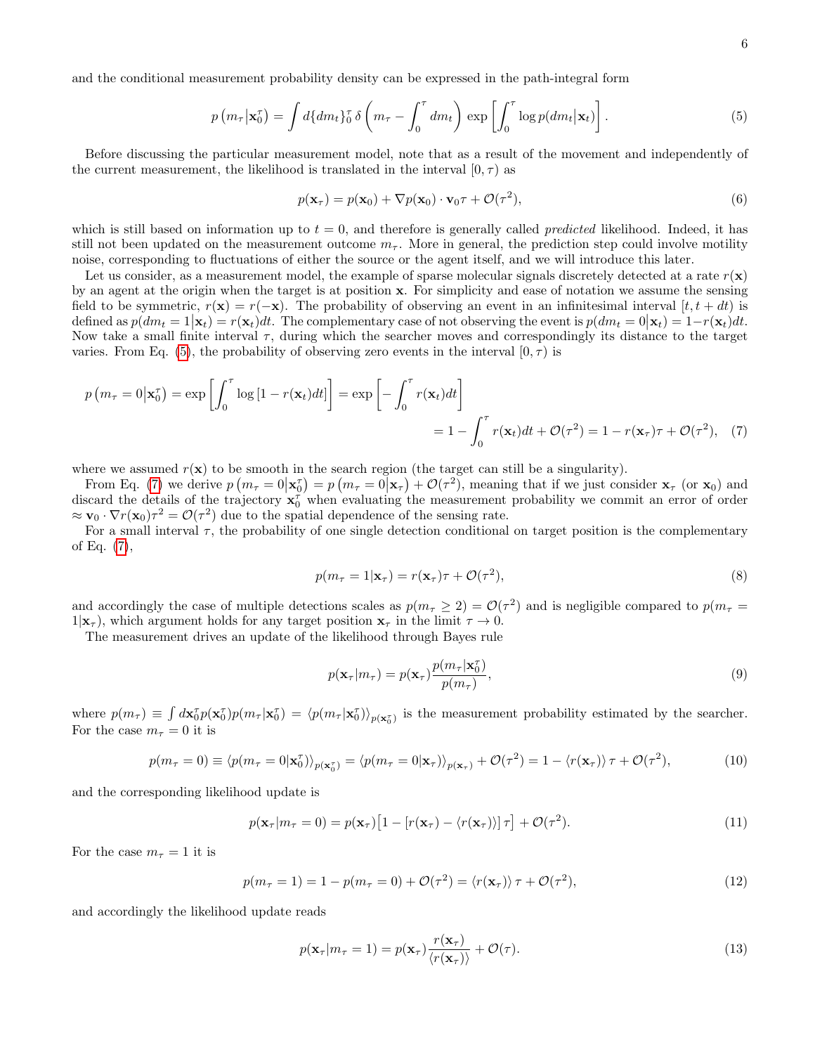and the conditional measurement probability density can be expressed in the path-integral form

$$p\left(m_\tau \middle| \mathbf{x}_0^\tau\right) = \int d\{dm_t\}_0^\tau \, \delta\left(m_\tau - \int_0^\tau dm_t\right) \exp\left[\int_0^\tau \log p(dm_t | \mathbf{x}_t)\right]. \tag{5}$$

Before discussing the particular measurement model, note that as a result of the movement and independently of the current measurement, the likelihood is translated in the interval $[0, \tau)$ as

$$p(\mathbf{x}_\tau) = p(\mathbf{x}_0) + \nabla p(\mathbf{x}_0) \cdot \mathbf{v}_0 \tau + \mathcal{O}(\tau^2), \tag{6}$$

which is still based on information up to $t = 0$, and therefore is generally called *predicted* likelihood. Indeed, it has still not been updated on the measurement outcome $m_\tau$. More in general, the prediction step could involve motility noise, corresponding to fluctuations of either the source or the agent itself, and we will introduce this later.

Let us consider, as a measurement model, the example of sparse molecular signals discretely detected at a rate $r(\mathbf{x})$ by an agent at the origin when the target is at position $\mathbf{x}$. For simplicity and ease of notation we assume the sensing field to be symmetric, $r(\mathbf{x}) = r(-\mathbf{x})$. The probability of observing an event in an infinitesimal interval $[t, t+dt)$ is defined as $p(dm_t = 1 | \mathbf{x}_t) = r(\mathbf{x}_t)dt$. The complementary case of not observing the event is $p(dm_t = 0 | \mathbf{x}_t) = 1 - r(\mathbf{x}_t)dt$. Now take a small finite interval $\tau$, during which the searcher moves and correspondingly its distance to the target varies. From Eq. (5), the probability of observing zero events in the interval $[0, \tau)$ is

$$\begin{aligned} p\left(m_\tau = 0 \middle| \mathbf{x}_0^\tau\right) = \exp\left[\int_0^\tau \log\left[1 - r(\mathbf{x}_t)dt\right]\right] &= \exp\left[-\int_0^\tau r(\mathbf{x}_t)dt\right] \\ &= 1 - \int_0^\tau r(\mathbf{x}_t)dt + \mathcal{O}(\tau^2) = 1 - r(\mathbf{x}_\tau)\tau + \mathcal{O}(\tau^2), \end{aligned} \tag{7}$$

where we assumed $r(\mathbf{x})$ to be smooth in the search region (the target can still be a singularity).

From Eq. (7) we derive $p\left(m_\tau = 0 \middle| \mathbf{x}_0^\tau\right) = p\left(m_\tau = 0 \middle| \mathbf{x}_\tau\right) + \mathcal{O}(\tau^2)$, meaning that if we just consider $\mathbf{x}_\tau$ (or $\mathbf{x}_0$) and discard the details of the trajectory $\mathbf{x}_0^\tau$ when evaluating the measurement probability we commit an error of order $\approx \mathbf{v}_0 \cdot \nabla r(\mathbf{x}_0)\tau^2 = \mathcal{O}(\tau^2)$ due to the spatial dependence of the sensing rate.

For a small interval $\tau$, the probability of one single detection conditional on target position is the complementary of Eq. (7),

$$p(m_\tau = 1 | \mathbf{x}_\tau) = r(\mathbf{x}_\tau)\tau + \mathcal{O}(\tau^2), \tag{8}$$

and accordingly the case of multiple detections scales as $p(m_\tau \geq 2) = \mathcal{O}(\tau^2)$ and is negligible compared to $p(m_\tau = 1 | \mathbf{x}_\tau)$, which argument holds for any target position $\mathbf{x}_\tau$ in the limit $\tau \to 0$.

The measurement drives an update of the likelihood through Bayes rule

$$p(\mathbf{x}_\tau | m_\tau) = p(\mathbf{x}_\tau) \frac{p(m_\tau | \mathbf{x}_0^\tau)}{p(m_\tau)}, \tag{9}$$

where $p(m_\tau) \equiv \int d\mathbf{x}_0^\tau p(\mathbf{x}_0^\tau) p(m_\tau | \mathbf{x}_0^\tau) = \langle p(m_\tau | \mathbf{x}_0^\tau) \rangle_{p(\mathbf{x}_0^\tau)}$ is the measurement probability estimated by the searcher. For the case $m_\tau = 0$ it is

$$p(m_\tau = 0) \equiv \langle p(m_\tau = 0 | \mathbf{x}_0^\tau) \rangle_{p(\mathbf{x}_0^\tau)} = \langle p(m_\tau = 0 | \mathbf{x}_\tau) \rangle_{p(\mathbf{x}_\tau)} + \mathcal{O}(\tau^2) = 1 - \langle r(\mathbf{x}_\tau) \rangle \tau + \mathcal{O}(\tau^2), \tag{10}$$

and the corresponding likelihood update is

$$p(\mathbf{x}_\tau | m_\tau = 0) = p(\mathbf{x}_\tau)\left[1 - \left[r(\mathbf{x}_\tau) - \langle r(\mathbf{x}_\tau) \rangle\right] \tau\right] + \mathcal{O}(\tau^2). \tag{11}$$

For the case $m_\tau = 1$ it is

$$p(m_\tau = 1) = 1 - p(m_\tau = 0) + \mathcal{O}(\tau^2) = \langle r(\mathbf{x}_\tau) \rangle \tau + \mathcal{O}(\tau^2), \tag{12}$$

and accordingly the likelihood update reads

$$p(\mathbf{x}_\tau | m_\tau = 1) = p(\mathbf{x}_\tau) \frac{r(\mathbf{x}_\tau)}{\langle r(\mathbf{x}_\tau) \rangle} + \mathcal{O}(\tau). \tag{13}$$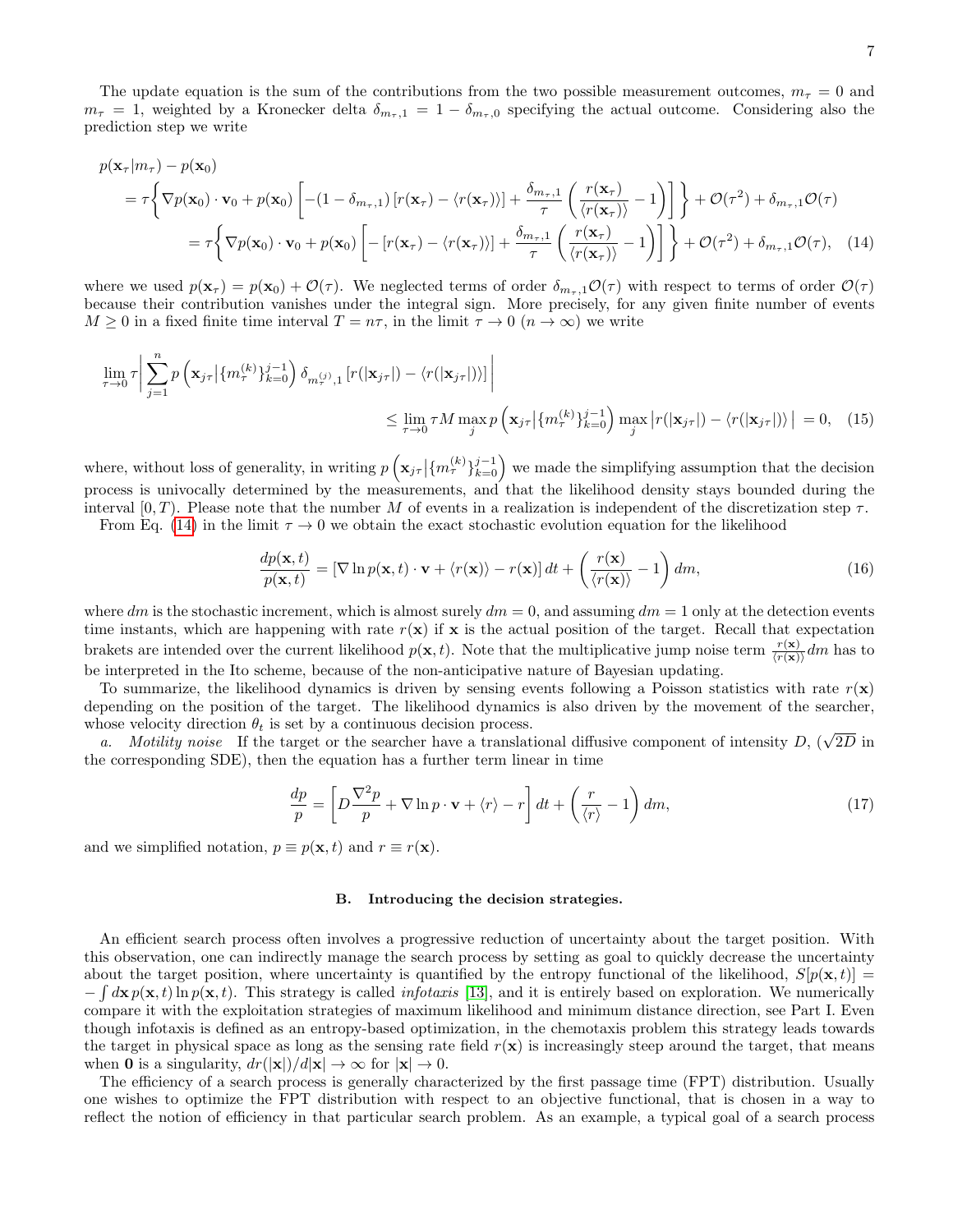The update equation is the sum of the contributions from the two possible measurement outcomes, $m_\tau = 0$ and $m_\tau = 1$, weighted by a Kronecker delta $\delta_{m_\tau,1} = 1 - \delta_{m_\tau,0}$ specifying the actual outcome. Considering also the prediction step we write

$$
\begin{aligned}
p(\mathbf{x}_\tau|m_\tau) - p(\mathbf{x}_0) \\
&= \tau\Bigg\{\nabla p(\mathbf{x}_0)\cdot\mathbf{v}_0 + p(\mathbf{x}_0)\left[-(1-\delta_{m_\tau,1})\left[r(\mathbf{x}_\tau) - \langle r(\mathbf{x}_\tau)\rangle\right] + \frac{\delta_{m_\tau,1}}{\tau}\left(\frac{r(\mathbf{x}_\tau)}{\langle r(\mathbf{x}_\tau)\rangle} - 1\right)\right]\Bigg\} + \mathcal{O}(\tau^2) + \delta_{m_\tau,1}\mathcal{O}(\tau) \\
&= \tau\Bigg\{\nabla p(\mathbf{x}_0)\cdot\mathbf{v}_0 + p(\mathbf{x}_0)\left[-\left[r(\mathbf{x}_\tau) - \langle r(\mathbf{x}_\tau)\rangle\right] + \frac{\delta_{m_\tau,1}}{\tau}\left(\frac{r(\mathbf{x}_\tau)}{\langle r(\mathbf{x}_\tau)\rangle} - 1\right)\right]\Bigg\} + \mathcal{O}(\tau^2) + \delta_{m_\tau,1}\mathcal{O}(\tau), \quad (14)
\end{aligned}
$$

where we used $p(\mathbf{x}_\tau) = p(\mathbf{x}_0) + \mathcal{O}(\tau)$. We neglected terms of order $\delta_{m_\tau,1}\mathcal{O}(\tau)$ with respect to terms of order $\mathcal{O}(\tau)$ because their contribution vanishes under the integral sign. More precisely, for any given finite number of events $M \geq 0$ in a fixed finite time interval $T = n\tau$, in the limit $\tau \to 0$ ($n \to \infty$) we write

$$
\begin{aligned}
\lim_{\tau\to 0}\tau\left|\sum_{j=1}^{n} p\left(\mathbf{x}_{j\tau}\big|\{m_\tau^{(k)}\}_{k=0}^{j-1}\right)\delta_{m_\tau^{(j)},1}\left[r(|\mathbf{x}_{j\tau}|) - \langle r(|\mathbf{x}_{j\tau}|)\rangle\right]\right| \\
\leq \lim_{\tau\to 0}\tau M \max_j p\left(\mathbf{x}_{j\tau}\big|\{m_\tau^{(k)}\}_{k=0}^{j-1}\right)\max_j\left|r(|\mathbf{x}_{j\tau}|) - \langle r(|\mathbf{x}_{j\tau}|)\rangle\right| = 0, \quad (15)
\end{aligned}
$$

where, without loss of generality, in writing $p\left(\mathbf{x}_{j\tau}\big|\{m_\tau^{(k)}\}_{k=0}^{j-1}\right)$ we made the simplifying assumption that the decision process is univocally determined by the measurements, and that the likelihood density stays bounded during the interval $[0, T)$. Please note that the number $M$ of events in a realization is independent of the discretization step $\tau$.

From Eq. (14) in the limit $\tau \to 0$ we obtain the exact stochastic evolution equation for the likelihood

$$
\frac{dp(\mathbf{x},t)}{p(\mathbf{x},t)} = \left[\nabla \ln p(\mathbf{x},t)\cdot\mathbf{v} + \langle r(\mathbf{x})\rangle - r(\mathbf{x})\right]dt + \left(\frac{r(\mathbf{x})}{\langle r(\mathbf{x})\rangle} - 1\right)dm, \quad (16)
$$

where $dm$ is the stochastic increment, which is almost surely $dm = 0$, and assuming $dm = 1$ only at the detection events time instants, which are happening with rate $r(\mathbf{x})$ if $\mathbf{x}$ is the actual position of the target. Recall that expectation brakets are intended over the current likelihood $p(\mathbf{x}, t)$. Note that the multiplicative jump noise term $\frac{r(\mathbf{x})}{\langle r(\mathbf{x})\rangle}dm$ has to be interpreted in the Ito scheme, because of the non-anticipative nature of Bayesian updating.

To summarize, the likelihood dynamics is driven by sensing events following a Poisson statistics with rate $r(\mathbf{x})$ depending on the position of the target. The likelihood dynamics is also driven by the movement of the searcher, whose velocity direction $\theta_t$ is set by a continuous decision process.

*a. Motility noise* If the target or the searcher have a translational diffusive component of intensity $D$, ($\sqrt{2D}$ in the corresponding SDE), then the equation has a further term linear in time

$$
\frac{dp}{p} = \left[D\frac{\nabla^2 p}{p} + \nabla \ln p\cdot\mathbf{v} + \langle r\rangle - r\right]dt + \left(\frac{r}{\langle r\rangle} - 1\right)dm, \quad (17)
$$

and we simplified notation, $p \equiv p(\mathbf{x}, t)$ and $r \equiv r(\mathbf{x})$.

### B. Introducing the decision strategies.

An efficient search process often involves a progressive reduction of uncertainty about the target position. With this observation, one can indirectly manage the search process by setting as goal to quickly decrease the uncertainty about the target position, where uncertainty is quantified by the entropy functional of the likelihood, $S[p(\mathbf{x},t)] = -\int d\mathbf{x}\, p(\mathbf{x},t)\ln p(\mathbf{x},t)$. This strategy is called *infotaxis* [13], and it is entirely based on exploration. We numerically compare it with the exploitation strategies of maximum likelihood and minimum distance direction, see Part I. Even though infotaxis is defined as an entropy-based optimization, in the chemotaxis problem this strategy leads towards the target in physical space as long as the sensing rate field $r(\mathbf{x})$ is increasingly steep around the target, that means when $\mathbf{0}$ is a singularity, $dr(|\mathbf{x}|)/d|\mathbf{x}| \to \infty$ for $|\mathbf{x}| \to 0$.

The efficiency of a search process is generally characterized by the first passage time (FPT) distribution. Usually one wishes to optimize the FPT distribution with respect to an objective functional, that is chosen in a way to reflect the notion of efficiency in that particular search problem. As an example, a typical goal of a search process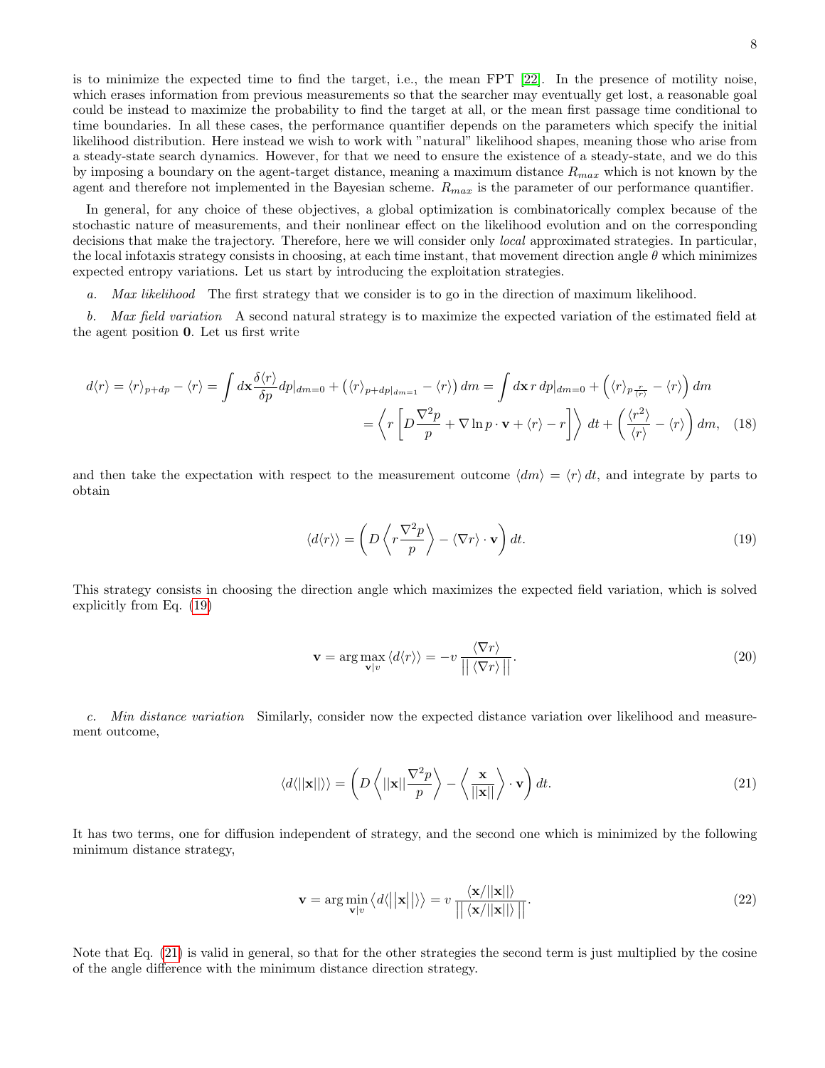is to minimize the expected time to find the target, i.e., the mean FPT [22]. In the presence of motility noise, which erases information from previous measurements so that the searcher may eventually get lost, a reasonable goal could be instead to maximize the probability to find the target at all, or the mean first passage time conditional to time boundaries. In all these cases, the performance quantifier depends on the parameters which specify the initial likelihood distribution. Here instead we wish to work with "natural" likelihood shapes, meaning those who arise from a steady-state search dynamics. However, for that we need to ensure the existence of a steady-state, and we do this by imposing a boundary on the agent-target distance, meaning a maximum distance $R_{max}$ which is not known by the agent and therefore not implemented in the Bayesian scheme. $R_{max}$ is the parameter of our performance quantifier.

In general, for any choice of these objectives, a global optimization is combinatorically complex because of the stochastic nature of measurements, and their nonlinear effect on the likelihood evolution and on the corresponding decisions that make the trajectory. Therefore, here we will consider only *local* approximated strategies. In particular, the local infotaxis strategy consists in choosing, at each time instant, that movement direction angle $\theta$ which minimizes expected entropy variations. Let us start by introducing the exploitation strategies.

*a. Max likelihood* The first strategy that we consider is to go in the direction of maximum likelihood.

*b. Max field variation* A second natural strategy is to maximize the expected variation of the estimated field at the agent position $\mathbf{0}$. Let us first write

$$
\begin{aligned}
d\langle r\rangle = \langle r\rangle_{p+dp} - \langle r\rangle &= \int d\mathbf{x}\frac{\delta\langle r\rangle}{\delta p}dp|_{dm=0} + \left(\langle r\rangle_{p+dp|_{dm=1}} - \langle r\rangle\right)dm = \int d\mathbf{x}\, r\, dp|_{dm=0} + \left(\langle r\rangle_{p\frac{r}{\langle r\rangle}} - \langle r\rangle\right)dm \\
&= \left\langle r\left[D\frac{\nabla^2 p}{p} + \nabla\ln p\cdot\mathbf{v} + \langle r\rangle - r\right]\right\rangle dt + \left(\frac{\langle r^2\rangle}{\langle r\rangle} - \langle r\rangle\right)dm, \quad (18)
\end{aligned}
$$

and then take the expectation with respect to the measurement outcome $\langle dm\rangle = \langle r\rangle\, dt$, and integrate by parts to obtain

$$
\langle d\langle r\rangle\rangle = \left(D\left\langle r\frac{\nabla^2 p}{p}\right\rangle - \langle\nabla r\rangle\cdot\mathbf{v}\right)dt. \quad (19)
$$

This strategy consists in choosing the direction angle which maximizes the expected field variation, which is solved explicitly from Eq. (19)

$$
\mathbf{v} = \arg\max_{\mathbf{v}|v}\langle d\langle r\rangle\rangle = -v\,\frac{\langle\nabla r\rangle}{||\,\langle\nabla r\rangle\,||}. \quad (20)
$$

*c. Min distance variation* Similarly, consider now the expected distance variation over likelihood and measurement outcome,

$$
\langle d\langle||\mathbf{x}||\rangle\rangle = \left(D\left\langle||\mathbf{x}||\frac{\nabla^2 p}{p}\right\rangle - \left\langle\frac{\mathbf{x}}{||\mathbf{x}||}\right\rangle\cdot\mathbf{v}\right)dt. \quad (21)
$$

It has two terms, one for diffusion independent of strategy, and the second one which is minimized by the following minimum distance strategy,

$$
\mathbf{v} = \arg\min_{\mathbf{v}|v}\langle d\langle\big|\big|\mathbf{x}\big|\big|\rangle\rangle = v\,\frac{\langle\mathbf{x}/||\mathbf{x}||\rangle}{||\,\langle\mathbf{x}/||\mathbf{x}||\rangle\,||}. \quad (22)
$$

Note that Eq. (21) is valid in general, so that for the other strategies the second term is just multiplied by the cosine of the angle difference with the minimum distance direction strategy.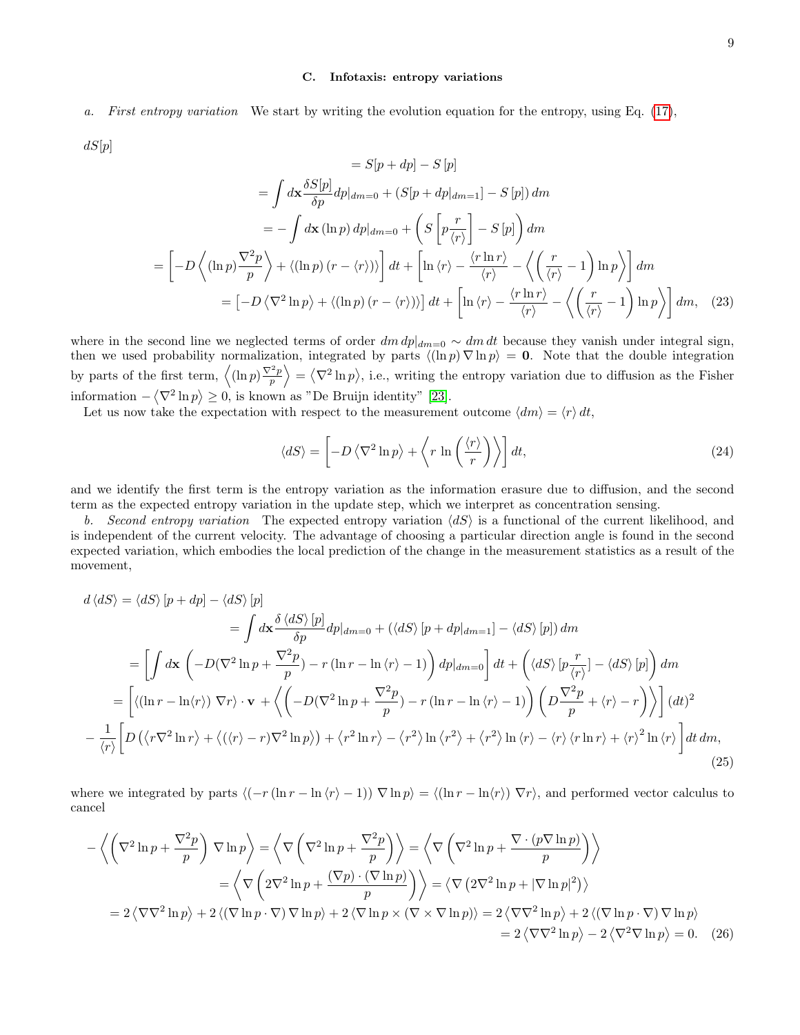### C. Infotaxis: entropy variations

*a. First entropy variation* We start by writing the evolution equation for the entropy, using Eq. (17),

$$
\begin{aligned}
dS[p] &= S[p+dp] - S[p] \\
&= \int d\mathbf{x} \frac{\delta S[p]}{\delta p} dp|_{dm=0} + \left(S[p+dp|_{dm=1}] - S[p]\right) dm \\
&= -\int d\mathbf{x} \, (\ln p) \, dp|_{dm=0} + \left( S\left[p\frac{r}{\langle r\rangle}\right] - S[p]\right) dm \\
&= \left[ -D \left\langle (\ln p) \frac{\nabla^2 p}{p} \right\rangle + \langle (\ln p)\,(r - \langle r\rangle)\rangle \right] dt + \left[ \ln\langle r\rangle - \frac{\langle r \ln r\rangle}{\langle r\rangle} - \left\langle \left(\frac{r}{\langle r\rangle} - 1\right) \ln p \right\rangle \right] dm \\
&= \left[ -D \left\langle \nabla^2 \ln p \right\rangle + \langle (\ln p)\,(r - \langle r\rangle)\rangle \right] dt + \left[ \ln\langle r\rangle - \frac{\langle r \ln r\rangle}{\langle r\rangle} - \left\langle \left(\frac{r}{\langle r\rangle} - 1\right) \ln p \right\rangle \right] dm, \quad (23)
\end{aligned}
$$

where in the second line we neglected terms of order $dm\, dp|_{dm=0} \sim dm\, dt$ because they vanish under integral sign, then we used probability normalization, integrated by parts $\langle (\ln p) \nabla \ln p\rangle = \mathbf{0}$. Note that the double integration by parts of the first term, $\left\langle (\ln p) \frac{\nabla^2 p}{p} \right\rangle = \langle \nabla^2 \ln p\rangle$, i.e., writing the entropy variation due to diffusion as the Fisher information $-\langle \nabla^2 \ln p\rangle \geq 0$, is known as "De Bruijn identity" [23].

Let us now take the expectation with respect to the measurement outcome $\langle dm\rangle = \langle r\rangle \, dt$,

$$
\langle dS\rangle = \left[ -D \left\langle \nabla^2 \ln p \right\rangle + \left\langle r \, \ln \left(\frac{\langle r\rangle}{r}\right) \right\rangle \right] dt, \quad (24)
$$

and we identify the first term is the entropy variation as the information erasure due to diffusion, and the second term as the expected entropy variation in the update step, which we interpret as concentration sensing.

*b. Second entropy variation* The expected entropy variation $\langle dS\rangle$ is a functional of the current likelihood, and is independent of the current velocity. The advantage of choosing a particular direction angle is found in the second expected variation, which embodies the local prediction of the change in the measurement statistics as a result of the movement,

$$
\begin{aligned}
d\langle dS\rangle &= \langle dS\rangle [p+dp] - \langle dS\rangle [p] \\
&= \int d\mathbf{x} \frac{\delta \langle dS\rangle [p]}{\delta p} dp|_{dm=0} + \left(\langle dS\rangle [p + dp|_{dm=1}] - \langle dS\rangle [p]\right) dm \\
&= \left[ \int d\mathbf{x} \left( -D(\nabla^2 \ln p + \frac{\nabla^2 p}{p}) - r\left(\ln r - \ln\langle r\rangle - 1\right)\right) dp|_{dm=0} \right] dt + \left( \langle dS\rangle [p \frac{r}{\langle r\rangle}] - \langle dS\rangle [p] \right) dm \\
&= \left[ \langle (\ln r - \ln\langle r\rangle)\, \nabla r\rangle \cdot \mathbf{v} + \left\langle \left( -D(\nabla^2 \ln p + \frac{\nabla^2 p}{p}) - r\left(\ln r - \ln\langle r\rangle - 1\right)\right) \left( D\frac{\nabla^2 p}{p} + \langle r\rangle - r \right) \right\rangle \right] (dt)^2 \\
&\quad - \frac{1}{\langle r\rangle} \left[ D\left( \langle r \nabla^2 \ln r\rangle + \langle (\langle r\rangle - r) \nabla^2 \ln p\rangle \right) + \langle r^2 \ln r\rangle - \langle r^2\rangle \ln\langle r^2\rangle + \langle r^2\rangle \ln\langle r\rangle - \langle r\rangle \langle r \ln r\rangle + \langle r\rangle^2 \ln\langle r\rangle \right] dt\, dm,
\end{aligned}
\quad (25)
$$

where we integrated by parts $\langle (-r\left(\ln r - \ln\langle r\rangle - 1\right))\, \nabla \ln p\rangle = \langle (\ln r - \ln\langle r\rangle)\, \nabla r\rangle$, and performed vector calculus to cancel

$$
\begin{aligned}
-\left\langle \left( \nabla^2 \ln p + \frac{\nabla^2 p}{p} \right) \nabla \ln p \right\rangle &= \left\langle \nabla \left( \nabla^2 \ln p + \frac{\nabla^2 p}{p} \right) \right\rangle = \left\langle \nabla \left( \nabla^2 \ln p + \frac{\nabla \cdot (p \nabla \ln p)}{p} \right) \right\rangle \\
&= \left\langle \nabla \left( 2\nabla^2 \ln p + \frac{(\nabla p) \cdot (\nabla \ln p)}{p} \right) \right\rangle = \left\langle \nabla \left( 2\nabla^2 \ln p + |\nabla \ln p|^2 \right) \right\rangle \\
&= 2\langle \nabla \nabla^2 \ln p\rangle + 2\langle (\nabla \ln p \cdot \nabla) \nabla \ln p\rangle + 2 \langle \nabla \ln p \times (\nabla \times \nabla \ln p)\rangle = 2\langle \nabla \nabla^2 \ln p\rangle + 2\langle (\nabla \ln p \cdot \nabla) \nabla \ln p\rangle \\
&= 2\langle \nabla \nabla^2 \ln p\rangle - 2\langle \nabla^2 \nabla \ln p\rangle = 0. \quad (26)
\end{aligned}
$$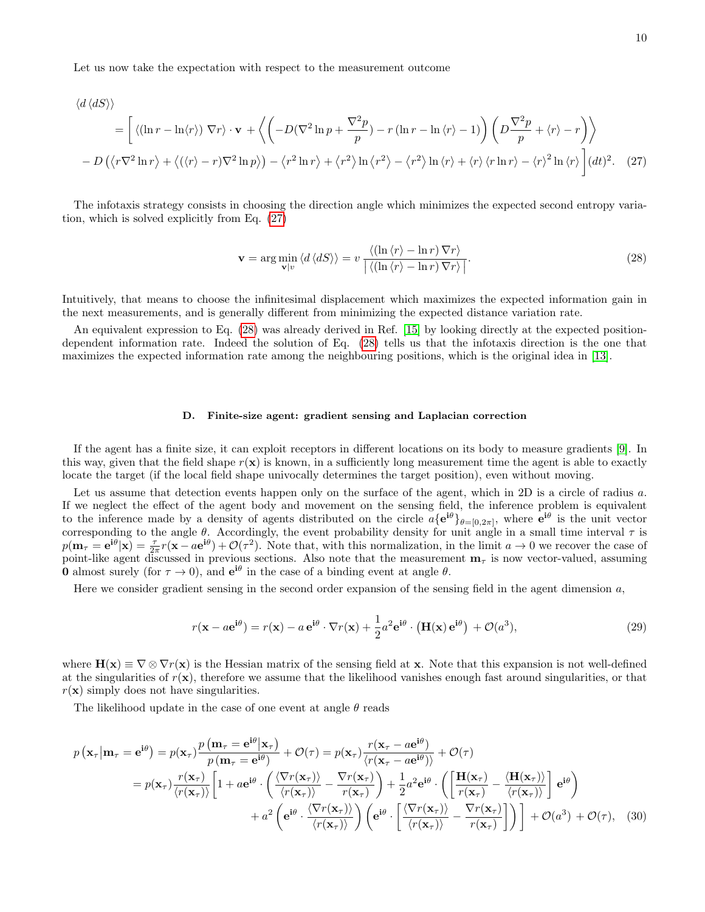Let us now take the expectation with respect to the measurement outcome

$$
\begin{aligned}
&\langle d\,\langle dS\rangle\rangle \\
&\quad= \bigg[\,\langle(\ln r - \ln\langle r\rangle)\;\nabla r\rangle\cdot\mathbf{v}\;+\left\langle\left(-D(\nabla^2\ln p + \frac{\nabla^2 p}{p}) - r\left(\ln r - \ln\langle r\rangle - 1\right)\right)\left(D\frac{\nabla^2 p}{p} + \langle r\rangle - r\right)\right\rangle \\
&\quad- D\left(\left\langle r\nabla^2\ln r\right\rangle + \left\langle(\langle r\rangle - r)\nabla^2\ln p\right\rangle\right) - \left\langle r^2\ln r\right\rangle + \left\langle r^2\right\rangle\ln\left\langle r^2\right\rangle - \left\langle r^2\right\rangle\ln\langle r\rangle + \langle r\rangle\left\langle r\ln r\right\rangle - \langle r\rangle^2\ln\langle r\rangle\bigg](dt)^2. \quad (27)
\end{aligned}
$$

The infotaxis strategy consists in choosing the direction angle which minimizes the expected second entropy variation, which is solved explicitly from Eq. (27)

$$
\mathbf{v} = \arg\min_{\mathbf{v}|v}\langle d\,\langle dS\rangle\rangle = v\,\frac{\langle(\ln\langle r\rangle - \ln r)\,\nabla r\rangle}{\left|\,\langle(\ln\langle r\rangle - \ln r)\,\nabla r\rangle\,\right|}. \quad (28)
$$

Intuitively, that means to choose the infinitesimal displacement which maximizes the expected information gain in the next measurements, and is generally different from minimizing the expected distance variation rate.

An equivalent expression to Eq. (28) was already derived in Ref. [15] by looking directly at the expected position-dependent information rate. Indeed the solution of Eq. (28) tells us that the infotaxis direction is the one that maximizes the expected information rate among the neighbouring positions, which is the original idea in [13].

### D. Finite-size agent: gradient sensing and Laplacian correction

If the agent has a finite size, it can exploit receptors in different locations on its body to measure gradients [9]. In this way, given that the field shape $r(\mathbf{x})$ is known, in a sufficiently long measurement time the agent is able to exactly locate the target (if the local field shape univocally determines the target position), even without moving.

Let us assume that detection events happen only on the surface of the agent, which in 2D is a circle of radius $a$. If we neglect the effect of the agent body and movement on the sensing field, the inference problem is equivalent to the inference made by a density of agents distributed on the circle $a\{\mathbf{e}^{\mathbf{i}\theta}\}_{\theta=[0,2\pi]}$, where $\mathbf{e}^{\mathbf{i}\theta}$ is the unit vector corresponding to the angle $\theta$. Accordingly, the event probability density for unit angle in a small time interval $\tau$ is $p(\mathbf{m}_\tau = \mathbf{e}^{\mathbf{i}\theta}|\mathbf{x}) = \frac{\tau}{2\pi}r(\mathbf{x} - a\mathbf{e}^{\mathbf{i}\theta}) + \mathcal{O}(\tau^2)$. Note that, with this normalization, in the limit $a \to 0$ we recover the case of point-like agent discussed in previous sections. Also note that the measurement $\mathbf{m}_\tau$ is now vector-valued, assuming $\mathbf{0}$ almost surely (for $\tau \to 0$), and $\mathbf{e}^{\mathbf{i}\theta}$ in the case of a binding event at angle $\theta$.

Here we consider gradient sensing in the second order expansion of the sensing field in the agent dimension $a$,

$$
r(\mathbf{x} - a\mathbf{e}^{\mathbf{i}\theta}) = r(\mathbf{x}) - a\,\mathbf{e}^{\mathbf{i}\theta}\cdot\nabla r(\mathbf{x}) + \frac{1}{2}a^2\mathbf{e}^{\mathbf{i}\theta}\cdot\left(\mathbf{H}(\mathbf{x})\,\mathbf{e}^{\mathbf{i}\theta}\right) + \mathcal{O}(a^3), \quad (29)
$$

where $\mathbf{H}(\mathbf{x}) \equiv \nabla\otimes\nabla r(\mathbf{x})$ is the Hessian matrix of the sensing field at $\mathbf{x}$. Note that this expansion is not well-defined at the singularities of $r(\mathbf{x})$, therefore we assume that the likelihood vanishes enough fast around singularities, or that $r(\mathbf{x})$ simply does not have singularities.

The likelihood update in the case of one event at angle $\theta$ reads

$$
\begin{aligned}
p\left(\mathbf{x}_\tau\middle|\mathbf{m}_\tau = \mathbf{e}^{\mathbf{i}\theta}\right) &= p(\mathbf{x}_\tau)\frac{p\left(\mathbf{m}_\tau = \mathbf{e}^{\mathbf{i}\theta}|\mathbf{x}_\tau\right)}{p\left(\mathbf{m}_\tau = \mathbf{e}^{\mathbf{i}\theta}\right)} + \mathcal{O}(\tau) = p(\mathbf{x}_\tau)\frac{r(\mathbf{x}_\tau - a\mathbf{e}^{\mathbf{i}\theta})}{\langle r(\mathbf{x}_\tau - a\mathbf{e}^{\mathbf{i}\theta})\rangle} + \mathcal{O}(\tau) \\
&= p(\mathbf{x}_\tau)\frac{r(\mathbf{x}_\tau)}{\langle r(\mathbf{x}_\tau)\rangle}\bigg[1 + a\mathbf{e}^{\mathbf{i}\theta}\cdot\left(\frac{\langle\nabla r(\mathbf{x}_\tau)\rangle}{\langle r(\mathbf{x}_\tau)\rangle} - \frac{\nabla r(\mathbf{x}_\tau)}{r(\mathbf{x}_\tau)}\right) + \frac{1}{2}a^2\mathbf{e}^{\mathbf{i}\theta}\cdot\left(\left[\frac{\mathbf{H}(\mathbf{x}_\tau)}{r(\mathbf{x}_\tau)} - \frac{\langle\mathbf{H}(\mathbf{x}_\tau)\rangle}{\langle r(\mathbf{x}_\tau)\rangle}\right]\mathbf{e}^{\mathbf{i}\theta}\right) \\
&\quad + a^2\left(\mathbf{e}^{\mathbf{i}\theta}\cdot\frac{\langle\nabla r(\mathbf{x}_\tau)\rangle}{\langle r(\mathbf{x}_\tau)\rangle}\right)\left(\mathbf{e}^{\mathbf{i}\theta}\cdot\left[\frac{\langle\nabla r(\mathbf{x}_\tau)\rangle}{\langle r(\mathbf{x}_\tau)\rangle} - \frac{\nabla r(\mathbf{x}_\tau)}{r(\mathbf{x}_\tau)}\right]\right)\bigg] + \mathcal{O}(a^3) + \mathcal{O}(\tau), \quad (30)
\end{aligned}
$$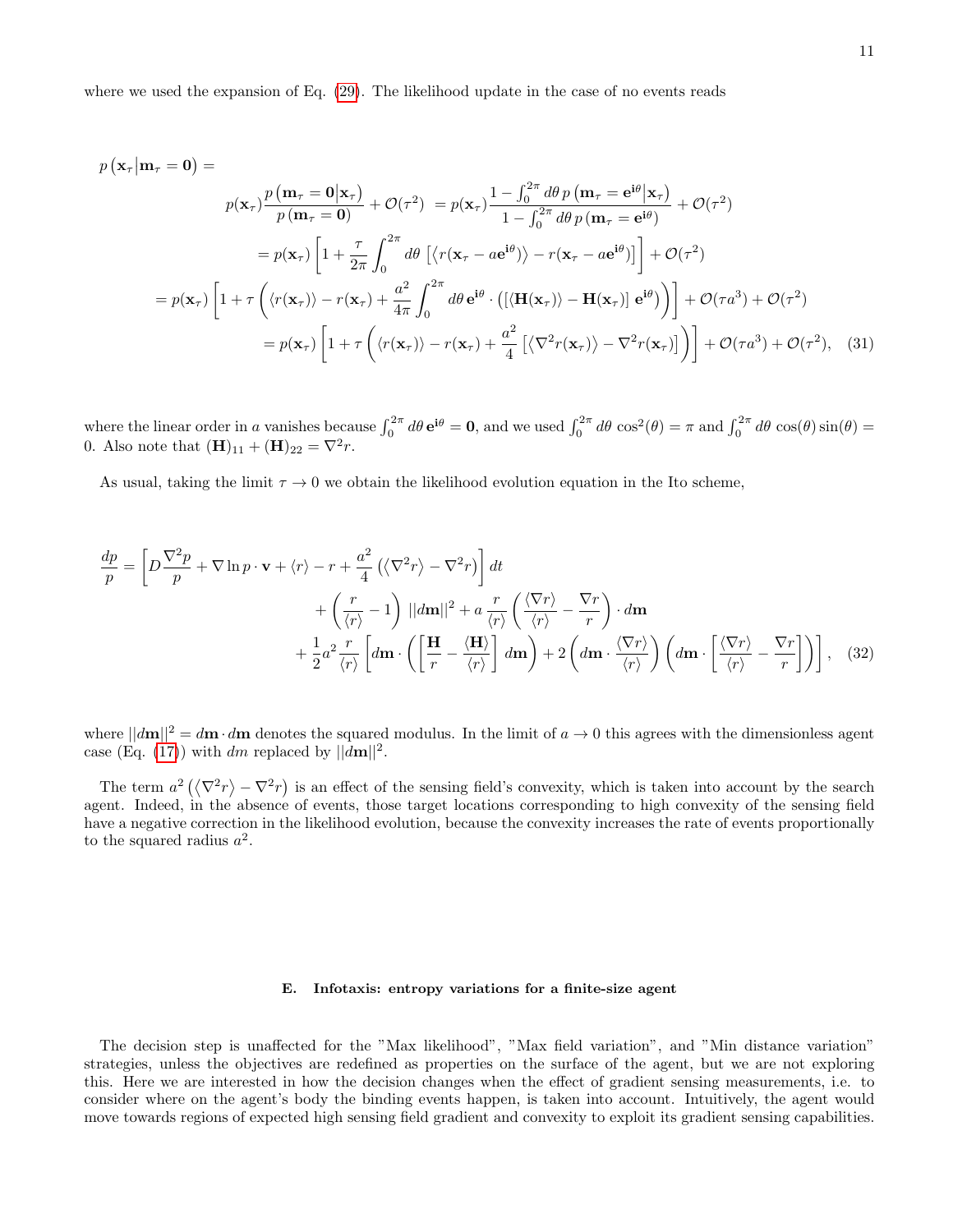where we used the expansion of Eq. (29). The likelihood update in the case of no events reads

$$
\begin{aligned}
p\left(\mathbf{x}_\tau \middle| \mathbf{m}_\tau = \mathbf{0}\right) = \\
& p(\mathbf{x}_\tau)\frac{p\left(\mathbf{m}_\tau = \mathbf{0} \middle| \mathbf{x}_\tau\right)}{p\left(\mathbf{m}_\tau = \mathbf{0}\right)} + \mathcal{O}(\tau^2) \; = p(\mathbf{x}_\tau)\frac{1 - \int_0^{2\pi} d\theta \, p\left(\mathbf{m}_\tau = \mathbf{e}^{\mathbf{i}\theta} \middle| \mathbf{x}_\tau\right)}{1 - \int_0^{2\pi} d\theta \, p\left(\mathbf{m}_\tau = \mathbf{e}^{\mathbf{i}\theta}\right)} + \mathcal{O}(\tau^2) \\
& = p(\mathbf{x}_\tau)\left[1 + \frac{\tau}{2\pi}\int_0^{2\pi} d\theta \, \left[\left\langle r(\mathbf{x}_\tau - a\mathbf{e}^{\mathbf{i}\theta})\right\rangle - r(\mathbf{x}_\tau - a\mathbf{e}^{\mathbf{i}\theta})\right]\right] + \mathcal{O}(\tau^2) \\
= p(\mathbf{x}_\tau) & \left[1 + \tau\left(\langle r(\mathbf{x}_\tau)\rangle - r(\mathbf{x}_\tau) + \frac{a^2}{4\pi}\int_0^{2\pi} d\theta \, \mathbf{e}^{\mathbf{i}\theta} \cdot \left(\left[\langle \mathbf{H}(\mathbf{x}_\tau)\rangle - \mathbf{H}(\mathbf{x}_\tau)\right] \mathbf{e}^{\mathbf{i}\theta}\right)\right)\right] + \mathcal{O}(\tau a^3) + \mathcal{O}(\tau^2) \\
& = p(\mathbf{x}_\tau)\left[1 + \tau\left(\langle r(\mathbf{x}_\tau)\rangle - r(\mathbf{x}_\tau) + \frac{a^2}{4}\left[\left\langle \nabla^2 r(\mathbf{x}_\tau)\right\rangle - \nabla^2 r(\mathbf{x}_\tau)\right]\right)\right] + \mathcal{O}(\tau a^3) + \mathcal{O}(\tau^2),
\end{aligned}
\tag{31}
$$

where the linear order in $a$ vanishes because $\int_0^{2\pi} d\theta \, \mathbf{e}^{\mathbf{i}\theta} = \mathbf{0}$, and we used $\int_0^{2\pi} d\theta \, \cos^2(\theta) = \pi$ and $\int_0^{2\pi} d\theta \, \cos(\theta)\sin(\theta) = 0$. Also note that $(\mathbf{H})_{11} + (\mathbf{H})_{22} = \nabla^2 r$.

As usual, taking the limit $\tau \to 0$ we obtain the likelihood evolution equation in the Ito scheme,

$$
\begin{aligned}
\frac{dp}{p} = & \left[D\frac{\nabla^2 p}{p} + \nabla \ln p \cdot \mathbf{v} + \langle r \rangle - r + \frac{a^2}{4}\left(\left\langle \nabla^2 r\right\rangle - \nabla^2 r\right)\right] dt \\
& + \left(\frac{r}{\langle r \rangle} - 1\right) ||d\mathbf{m}||^2 + a\,\frac{r}{\langle r \rangle}\left(\frac{\langle \nabla r \rangle}{\langle r \rangle} - \frac{\nabla r}{r}\right) \cdot d\mathbf{m} \\
& + \frac{1}{2}a^2 \frac{r}{\langle r \rangle}\left[d\mathbf{m} \cdot \left(\left[\frac{\mathbf{H}}{r} - \frac{\langle \mathbf{H} \rangle}{\langle r \rangle}\right] d\mathbf{m}\right) + 2\left(d\mathbf{m} \cdot \frac{\langle \nabla r \rangle}{\langle r \rangle}\right)\left(d\mathbf{m} \cdot \left[\frac{\langle \nabla r \rangle}{\langle r \rangle} - \frac{\nabla r}{r}\right]\right)\right],
\end{aligned}
\tag{32}
$$

where $||d\mathbf{m}||^2 = d\mathbf{m} \cdot d\mathbf{m}$ denotes the squared modulus. In the limit of $a \to 0$ this agrees with the dimensionless agent case (Eq. (17)) with $dm$ replaced by $||d\mathbf{m}||^2$.

The term $a^2\left(\left\langle \nabla^2 r\right\rangle - \nabla^2 r\right)$ is an effect of the sensing field's convexity, which is taken into account by the search agent. Indeed, in the absence of events, those target locations corresponding to high convexity of the sensing field have a negative correction in the likelihood evolution, because the convexity increases the rate of events proportionally to the squared radius $a^2$.

### E. Infotaxis: entropy variations for a finite-size agent

The decision step is unaffected for the "Max likelihood", "Max field variation", and "Min distance variation" strategies, unless the objectives are redefined as properties on the surface of the agent, but we are not exploring this. Here we are interested in how the decision changes when the effect of gradient sensing measurements, i.e. to consider where on the agent's body the binding events happen, is taken into account. Intuitively, the agent would move towards regions of expected high sensing field gradient and convexity to exploit its gradient sensing capabilities.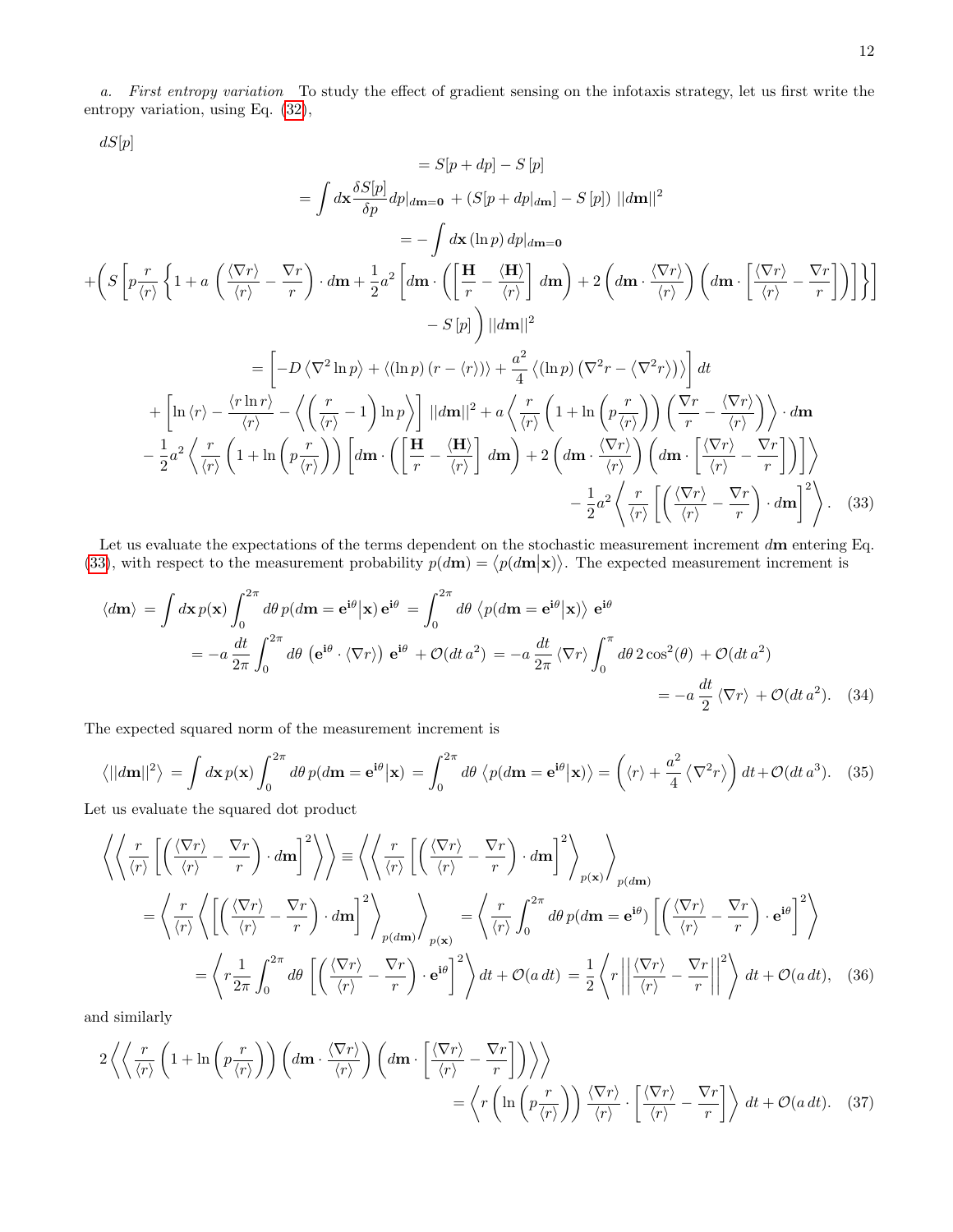*a. First entropy variation* To study the effect of gradient sensing on the infotaxis strategy, let us first write the entropy variation, using Eq. (32),

$$
\begin{aligned}
dS[p] \\
&= S[p+dp] - S\left[p\right] \\
&= \int d\mathbf{x} \frac{\delta S[p]}{\delta p} dp|_{d\mathbf{m}=\mathbf{0}} + \left(S[p+dp|_{d\mathbf{m}}] - S\left[p\right]\right) ||d\mathbf{m}||^2 \\
&= -\int d\mathbf{x} \left(\ln p\right) dp|_{d\mathbf{m}=\mathbf{0}} \\
&+ \Bigg( S\left[ p\frac{r}{\langle r\rangle} \left\{ 1 + a\left(\frac{\langle \nabla r\rangle}{\langle r\rangle} - \frac{\nabla r}{r}\right)\cdot d\mathbf{m} + \frac{1}{2}a^2\left[ d\mathbf{m}\cdot\left(\left[\frac{\mathbf{H}}{r} - \frac{\langle \mathbf{H}\rangle}{\langle r\rangle}\right] d\mathbf{m}\right) + 2\left(d\mathbf{m}\cdot\frac{\langle\nabla r\rangle}{\langle r\rangle}\right)\left(d\mathbf{m}\cdot\left[\frac{\langle\nabla r\rangle}{\langle r\rangle} - \frac{\nabla r}{r}\right]\right)\right]\right\}\right] \\
&\qquad - S\left[p\right] \Bigg) ||d\mathbf{m}||^2 \\
&= \left[ -D\left\langle \nabla^2 \ln p\right\rangle + \left\langle (\ln p)\left(r - \langle r\rangle\right)\right\rangle + \frac{a^2}{4}\left\langle (\ln p)\left(\nabla^2 r - \langle \nabla^2 r\rangle\right)\right\rangle\right] dt \\
&+ \left[\ln\langle r\rangle - \frac{\langle r \ln r\rangle}{\langle r\rangle} - \left\langle\left(\frac{r}{\langle r\rangle} - 1\right)\ln p\right\rangle\right] ||d\mathbf{m}||^2 + a\left\langle \frac{r}{\langle r\rangle}\left(1 + \ln\left(p\frac{r}{\langle r\rangle}\right)\right)\left(\frac{\nabla r}{r} - \frac{\langle\nabla r\rangle}{\langle r\rangle}\right)\right\rangle\cdot d\mathbf{m} \\
&- \frac{1}{2}a^2\left\langle \frac{r}{\langle r\rangle}\left(1+\ln\left(p\frac{r}{\langle r\rangle}\right)\right)\left[d\mathbf{m}\cdot\left(\left[\frac{\mathbf{H}}{r} - \frac{\langle\mathbf{H}\rangle}{\langle r\rangle}\right] d\mathbf{m}\right) + 2\left(d\mathbf{m}\cdot\frac{\langle\nabla r\rangle}{\langle r\rangle}\right)\left(d\mathbf{m}\cdot\left[\frac{\langle\nabla r\rangle}{\langle r\rangle} - \frac{\nabla r}{r}\right]\right)\right]\right\rangle \\
&\qquad - \frac{1}{2}a^2\left\langle \frac{r}{\langle r\rangle}\left[\left(\frac{\langle\nabla r\rangle}{\langle r\rangle} - \frac{\nabla r}{r}\right)\cdot d\mathbf{m}\right]^2\right\rangle. \qquad (33)
\end{aligned}
$$

Let us evaluate the expectations of the terms dependent on the stochastic measurement increment $d\mathbf{m}$ entering Eq. (33), with respect to the measurement probability $p(d\mathbf{m}) = \langle p(d\mathbf{m}|\mathbf{x})\rangle$. The expected measurement increment is

$$
\begin{aligned}
\langle d\mathbf{m}\rangle &= \int d\mathbf{x}\, p(\mathbf{x}) \int_0^{2\pi} d\theta\, p(d\mathbf{m} = \mathbf{e}^{\mathrm{i}\theta}|\mathbf{x})\, \mathbf{e}^{\mathrm{i}\theta} = \int_0^{2\pi} d\theta\, \left\langle p(d\mathbf{m} = \mathbf{e}^{\mathrm{i}\theta}|\mathbf{x})\right\rangle\, \mathbf{e}^{\mathrm{i}\theta} \\
&= -a\frac{dt}{2\pi}\int_0^{2\pi} d\theta\, \left(\mathbf{e}^{\mathrm{i}\theta}\cdot\langle\nabla r\rangle\right)\mathbf{e}^{\mathrm{i}\theta} + \mathcal{O}(dt\, a^2) = -a\frac{dt}{2\pi}\langle\nabla r\rangle\int_0^{\pi} d\theta\, 2\cos^2(\theta) + \mathcal{O}(dt\, a^2) \\
&= -a\,\frac{dt}{2}\,\langle\nabla r\rangle + \mathcal{O}(dt\, a^2). \qquad (34)
\end{aligned}
$$

The expected squared norm of the measurement increment is

$$
\left\langle ||d\mathbf{m}||^2\right\rangle = \int d\mathbf{x}\, p(\mathbf{x})\int_0^{2\pi} d\theta\, p(d\mathbf{m} = \mathbf{e}^{\mathrm{i}\theta}|\mathbf{x}) = \int_0^{2\pi} d\theta\, \left\langle p(d\mathbf{m} = \mathbf{e}^{\mathrm{i}\theta}|\mathbf{x})\right\rangle = \left(\langle r\rangle + \frac{a^2}{4}\left\langle\nabla^2 r\right\rangle\right) dt + \mathcal{O}(dt\, a^3). \qquad (35)
$$

Let us evaluate the squared dot product

$$
\begin{aligned}
\left\langle\left\langle \frac{r}{\langle r\rangle}\left[\left(\frac{\langle\nabla r\rangle}{\langle r\rangle} - \frac{\nabla r}{r}\right)\cdot d\mathbf{m}\right]^2\right\rangle\right\rangle &\equiv \left\langle\left\langle \frac{r}{\langle r\rangle}\left[\left(\frac{\langle\nabla r\rangle}{\langle r\rangle} - \frac{\nabla r}{r}\right)\cdot d\mathbf{m}\right]^2\right\rangle_{p(\mathbf{x})}\right\rangle_{p(d\mathbf{m})} \\
&= \left\langle \frac{r}{\langle r\rangle}\left\langle\left[\left(\frac{\langle\nabla r\rangle}{\langle r\rangle} - \frac{\nabla r}{r}\right)\cdot d\mathbf{m}\right]^2\right\rangle_{p(d\mathbf{m})}\right\rangle_{p(\mathbf{x})} = \left\langle \frac{r}{\langle r\rangle}\int_0^{2\pi} d\theta\, p(d\mathbf{m} = \mathbf{e}^{\mathrm{i}\theta})\left[\left(\frac{\langle\nabla r\rangle}{\langle r\rangle} - \frac{\nabla r}{r}\right)\cdot\mathbf{e}^{\mathrm{i}\theta}\right]^2\right\rangle \\
&= \left\langle r\frac{1}{2\pi}\int_0^{2\pi} d\theta\left[\left(\frac{\langle\nabla r\rangle}{\langle r\rangle} - \frac{\nabla r}{r}\right)\cdot\mathbf{e}^{\mathrm{i}\theta}\right]^2\right\rangle dt + \mathcal{O}(a\, dt) = \frac{1}{2}\left\langle r\left|\left|\frac{\langle\nabla r\rangle}{\langle r\rangle} - \frac{\nabla r}{r}\right|\right|^2\right\rangle dt + \mathcal{O}(a\, dt), \qquad (36)
\end{aligned}
$$

and similarly

$$
\begin{aligned}
2\left\langle\left\langle \frac{r}{\langle r\rangle}\left(1+\ln\left(p\frac{r}{\langle r\rangle}\right)\right)\left(d\mathbf{m}\cdot\frac{\langle\nabla r\rangle}{\langle r\rangle}\right)\left(d\mathbf{m}\cdot\left[\frac{\langle\nabla r\rangle}{\langle r\rangle} - \frac{\nabla r}{r}\right]\right)\right\rangle\right\rangle \\
= \left\langle r\left(\ln\left(p\frac{r}{\langle r\rangle}\right)\right)\frac{\langle\nabla r\rangle}{\langle r\rangle}\cdot\left[\frac{\langle\nabla r\rangle}{\langle r\rangle} - \frac{\nabla r}{r}\right]\right\rangle dt + \mathcal{O}(a\, dt). \qquad (37)
\end{aligned}
$$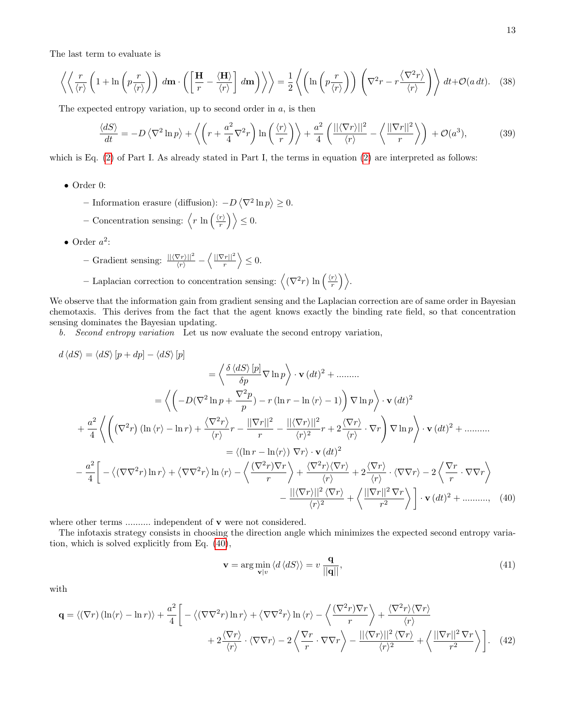The last term to evaluate is

$$\left\langle\left\langle \frac{r}{\langle r\rangle}\left(1+\ln\left(p\frac{r}{\langle r\rangle}\right)\right)\, d\mathbf{m}\cdot\left(\left[\frac{\mathbf{H}}{r}-\frac{\langle \mathbf{H}\rangle}{\langle r\rangle}\right] d\mathbf{m}\right)\right\rangle\right\rangle = \frac{1}{2}\left\langle \left(\ln\left(p\frac{r}{\langle r\rangle}\right)\right)\left(\nabla^2 r - r\frac{\langle \nabla^2 r\rangle}{\langle r\rangle}\right)\right\rangle dt + \mathcal{O}(a\, dt). \tag{38}$$

The expected entropy variation, up to second order in $a$, is then

$$\frac{\langle dS\rangle}{dt} = -D\left\langle \nabla^2 \ln p\right\rangle + \left\langle \left(r+\frac{a^2}{4}\nabla^2 r\right)\ln\left(\frac{\langle r\rangle}{r}\right)\right\rangle + \frac{a^2}{4}\left(\frac{||\langle\nabla r\rangle||^2}{\langle r\rangle} - \left\langle \frac{||\nabla r||^2}{r}\right\rangle\right) + \mathcal{O}(a^3), \tag{39}$$

which is Eq. (2) of Part I. As already stated in Part I, the terms in equation (2) are interpreted as follows:

- Order 0:
  - Information erasure (diffusion): $-D\left\langle \nabla^2 \ln p\right\rangle \geq 0$.
  - Concentration sensing: $\left\langle r\, \ln\left(\frac{\langle r\rangle}{r}\right)\right\rangle \leq 0$.
- Order $a^2$:
  - Gradient sensing: $\frac{||\langle\nabla r\rangle||^2}{\langle r\rangle} - \left\langle \frac{||\nabla r||^2}{r}\right\rangle \leq 0$.
  - Laplacian correction to concentration sensing: $\left\langle (\nabla^2 r)\, \ln\left(\frac{\langle r\rangle}{r}\right)\right\rangle$.

We observe that the information gain from gradient sensing and the Laplacian correction are of same order in Bayesian chemotaxis. This derives from the fact that the agent knows exactly the binding rate field, so that concentration sensing dominates the Bayesian updating.

*b. Second entropy variation* Let us now evaluate the second entropy variation,

$$\begin{aligned}
d\langle dS\rangle &= \langle dS\rangle[p+dp] - \langle dS\rangle[p] \\
&= \left\langle \frac{\delta\langle dS\rangle[p]}{\delta p}\nabla \ln p\right\rangle\cdot \mathbf{v}\,(dt)^2 + \ldots\ldots\ldots \\
&= \left\langle \left(-D(\nabla^2\ln p + \frac{\nabla^2 p}{p}) - r\left(\ln r - \ln\langle r\rangle - 1\right)\right)\nabla\ln p\right\rangle\cdot\mathbf{v}\,(dt)^2 \\
&+ \frac{a^2}{4}\left\langle\left((\nabla^2 r)\left(\ln\langle r\rangle - \ln r\right) + \frac{\langle\nabla^2 r\rangle}{\langle r\rangle}r - \frac{||\nabla r||^2}{r} - \frac{||\langle\nabla r\rangle||^2}{\langle r\rangle^2}r + 2\frac{\langle\nabla r\rangle}{\langle r\rangle}\cdot\nabla r\right)\nabla\ln p\right\rangle\cdot\mathbf{v}\,(dt)^2 + \ldots\ldots\ldots. \\
&= \langle(\ln r - \ln\langle r\rangle)\,\nabla r\rangle\cdot\mathbf{v}\,(dt)^2 \\
&- \frac{a^2}{4}\Bigg[-\left\langle(\nabla\nabla^2 r)\ln r\right\rangle + \left\langle\nabla\nabla^2 r\right\rangle\ln\langle r\rangle - \left\langle\frac{(\nabla^2 r)\nabla r}{r}\right\rangle + \frac{\langle\nabla^2 r\rangle\langle\nabla r\rangle}{\langle r\rangle} + 2\frac{\langle\nabla r\rangle}{\langle r\rangle}\cdot\langle\nabla\nabla r\rangle - 2\left\langle\frac{\nabla r}{r}\cdot\nabla\nabla r\right\rangle \\
&\qquad - \frac{||\langle\nabla r\rangle||^2\,\langle\nabla r\rangle}{\langle r\rangle^2} + \left\langle\frac{||\nabla r||^2\,\nabla r}{r^2}\right\rangle\Bigg]\cdot\mathbf{v}\,(dt)^2 + \ldots\ldots\ldots,
\end{aligned} \tag{40}$$

where other terms .......... independent of $\mathbf{v}$ were not considered.

The infotaxis strategy consists in choosing the direction angle which minimizes the expected second entropy variation, which is solved explicitly from Eq. (40),

$$\mathbf{v} = \arg\min_{\mathbf{v}|v}\langle d\langle dS\rangle\rangle = v\,\frac{\mathbf{q}}{||\mathbf{q}||}, \tag{41}$$

with

$$\begin{aligned}
\mathbf{q} = \langle(\nabla r)\left(\ln\langle r\rangle - \ln r\right)\rangle + \frac{a^2}{4}\Bigg[&-\left\langle(\nabla\nabla^2 r)\ln r\right\rangle + \left\langle\nabla\nabla^2 r\right\rangle\ln\langle r\rangle - \left\langle\frac{(\nabla^2 r)\nabla r}{r}\right\rangle + \frac{\langle\nabla^2 r\rangle\langle\nabla r\rangle}{\langle r\rangle} \\
&+ 2\frac{\langle\nabla r\rangle}{\langle r\rangle}\cdot\langle\nabla\nabla r\rangle - 2\left\langle\frac{\nabla r}{r}\cdot\nabla\nabla r\right\rangle - \frac{||\langle\nabla r\rangle||^2\,\langle\nabla r\rangle}{\langle r\rangle^2} + \left\langle\frac{||\nabla r||^2\,\nabla r}{r^2}\right\rangle\Bigg].
\end{aligned} \tag{42}$$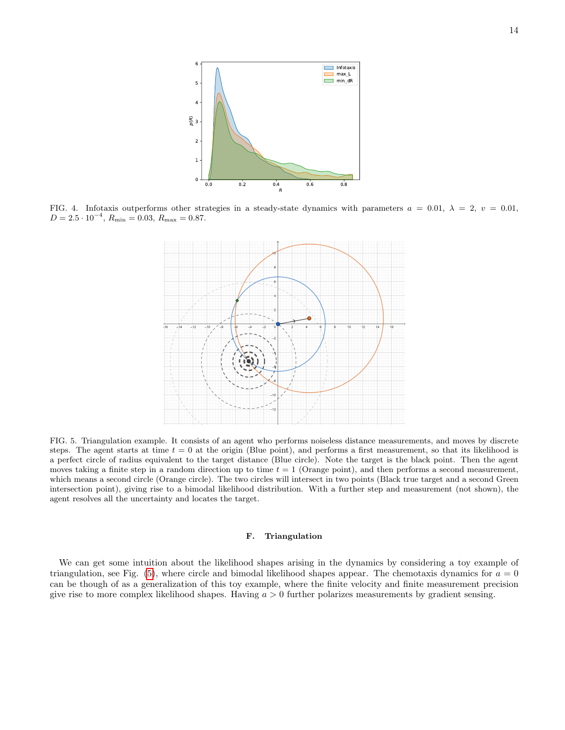FIG. 4. Infotaxis outperforms other strategies in a steady-state dynamics with parameters $a = 0.01$, $\lambda = 2$, $v = 0.01$, $D = 2.5 \cdot 10^{-4}$, $R_{\min} = 0.03$, $R_{\max} = 0.87$.

FIG. 5. Triangulation example. It consists of an agent who performs noiseless distance measurements, and moves by discrete steps. The agent starts at time $t = 0$ at the origin (Blue point), and performs a first measurement, so that its likelihood is a perfect circle of radius equivalent to the target distance (Blue circle). Note the target is the black point. Then the agent moves taking a finite step in a random direction up to time $t = 1$ (Orange point), and then performs a second measurement, which means a second circle (Orange circle). The two circles will intersect in two points (Black true target and a second Green intersection point), giving rise to a bimodal likelihood distribution. With a further step and measurement (not shown), the agent resolves all the uncertainty and locates the target.

### F. Triangulation

We can get some intuition about the likelihood shapes arising in the dynamics by considering a toy example of triangulation, see Fig. (5), where circle and bimodal likelihood shapes appear. The chemotaxis dynamics for $a = 0$ can be though of as a generalization of this toy example, where the finite velocity and finite measurement precision give rise to more complex likelihood shapes. Having $a > 0$ further polarizes measurements by gradient sensing.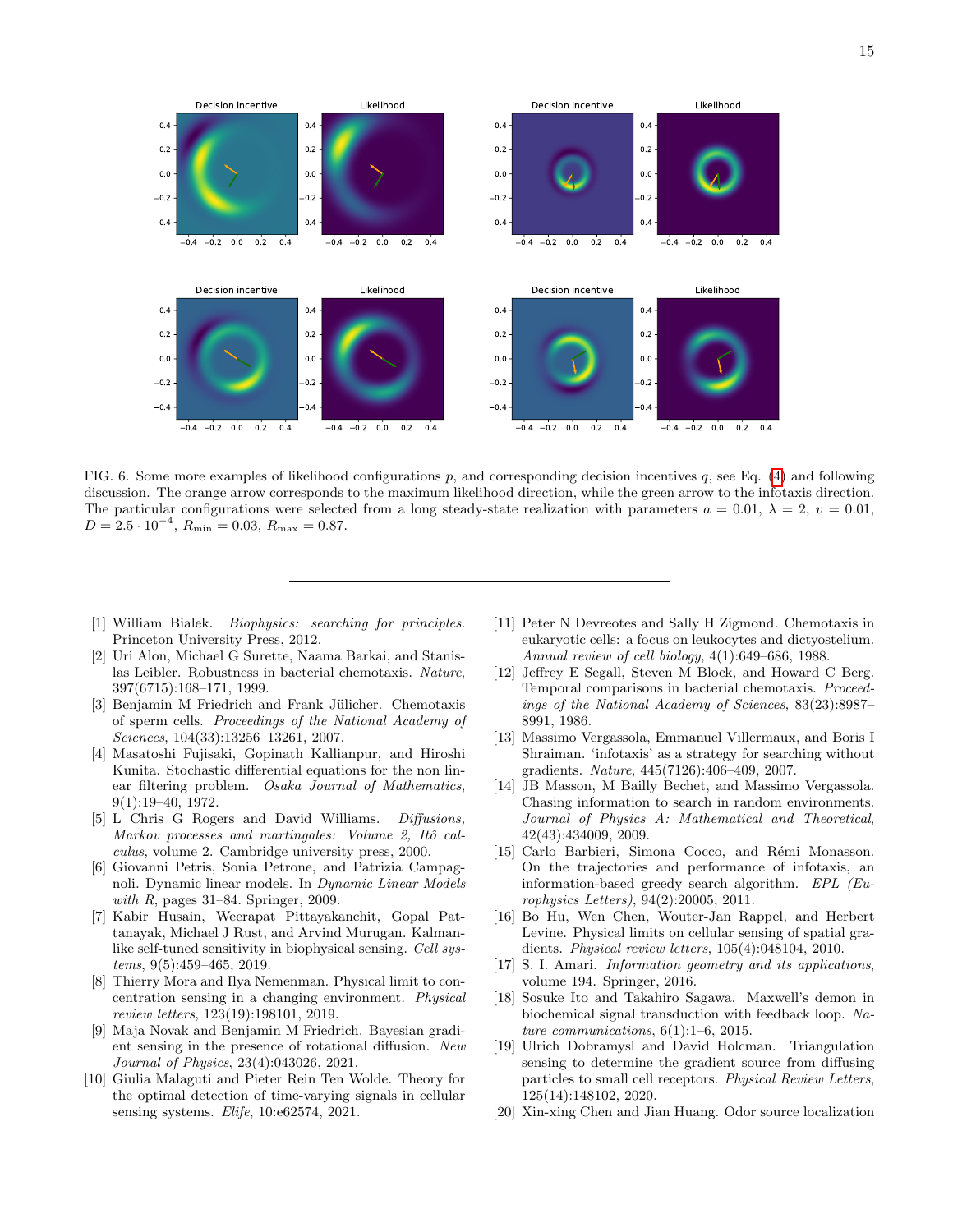FIG. 6. Some more examples of likelihood configurations $p$, and corresponding decision incentives $q$, see Eq. (4) and following discussion. The orange arrow corresponds to the maximum likelihood direction, while the green arrow to the infotaxis direction. The particular configurations were selected from a long steady-state realization with parameters $a = 0.01$, $\lambda = 2$, $v = 0.01$, $D = 2.5 \cdot 10^{-4}$, $R_{\min} = 0.03$, $R_{\max} = 0.87$.

---

[1] William Bialek. *Biophysics: searching for principles*. Princeton University Press, 2012.

[2] Uri Alon, Michael G Surette, Naama Barkai, and Stanislas Leibler. Robustness in bacterial chemotaxis. *Nature*, 397(6715):168–171, 1999.

[3] Benjamin M Friedrich and Frank Jülicher. Chemotaxis of sperm cells. *Proceedings of the National Academy of Sciences*, 104(33):13256–13261, 2007.

[4] Masatoshi Fujisaki, Gopinath Kallianpur, and Hiroshi Kunita. Stochastic differential equations for the non linear filtering problem. *Osaka Journal of Mathematics*, 9(1):19–40, 1972.

[5] L Chris G Rogers and David Williams. *Diffusions, Markov processes and martingales: Volume 2, Itô calculus*, volume 2. Cambridge university press, 2000.

[6] Giovanni Petris, Sonia Petrone, and Patrizia Campagnoli. Dynamic linear models. In *Dynamic Linear Models with R*, pages 31–84. Springer, 2009.

[7] Kabir Husain, Weerapat Pittayakanchit, Gopal Pattanayak, Michael J Rust, and Arvind Murugan. Kalman-like self-tuned sensitivity in biophysical sensing. *Cell systems*, 9(5):459–465, 2019.

[8] Thierry Mora and Ilya Nemenman. Physical limit to concentration sensing in a changing environment. *Physical review letters*, 123(19):198101, 2019.

[9] Maja Novak and Benjamin M Friedrich. Bayesian gradient sensing in the presence of rotational diffusion. *New Journal of Physics*, 23(4):043026, 2021.

[10] Giulia Malaguti and Pieter Rein Ten Wolde. Theory for the optimal detection of time-varying signals in cellular sensing systems. *Elife*, 10:e62574, 2021.

[11] Peter N Devreotes and Sally H Zigmond. Chemotaxis in eukaryotic cells: a focus on leukocytes and dictyostelium. *Annual review of cell biology*, 4(1):649–686, 1988.

[12] Jeffrey E Segall, Steven M Block, and Howard C Berg. Temporal comparisons in bacterial chemotaxis. *Proceedings of the National Academy of Sciences*, 83(23):8987–8991, 1986.

[13] Massimo Vergassola, Emmanuel Villermaux, and Boris I Shraiman. 'infotaxis' as a strategy for searching without gradients. *Nature*, 445(7126):406–409, 2007.

[14] JB Masson, M Bailly Bechet, and Massimo Vergassola. Chasing information to search in random environments. *Journal of Physics A: Mathematical and Theoretical*, 42(43):434009, 2009.

[15] Carlo Barbieri, Simona Cocco, and Rémi Monasson. On the trajectories and performance of infotaxis, an information-based greedy search algorithm. *EPL (Europhysics Letters)*, 94(2):20005, 2011.

[16] Bo Hu, Wen Chen, Wouter-Jan Rappel, and Herbert Levine. Physical limits on cellular sensing of spatial gradients. *Physical review letters*, 105(4):048104, 2010.

[17] S. I. Amari. *Information geometry and its applications*, volume 194. Springer, 2016.

[18] Sosuke Ito and Takahiro Sagawa. Maxwell's demon in biochemical signal transduction with feedback loop. *Nature communications*, 6(1):1–6, 2015.

[19] Ulrich Dobramysl and David Holcman. Triangulation sensing to determine the gradient source from diffusing particles to small cell receptors. *Physical Review Letters*, 125(14):148102, 2020.

[20] Xin-xing Chen and Jian Huang. Odor source localization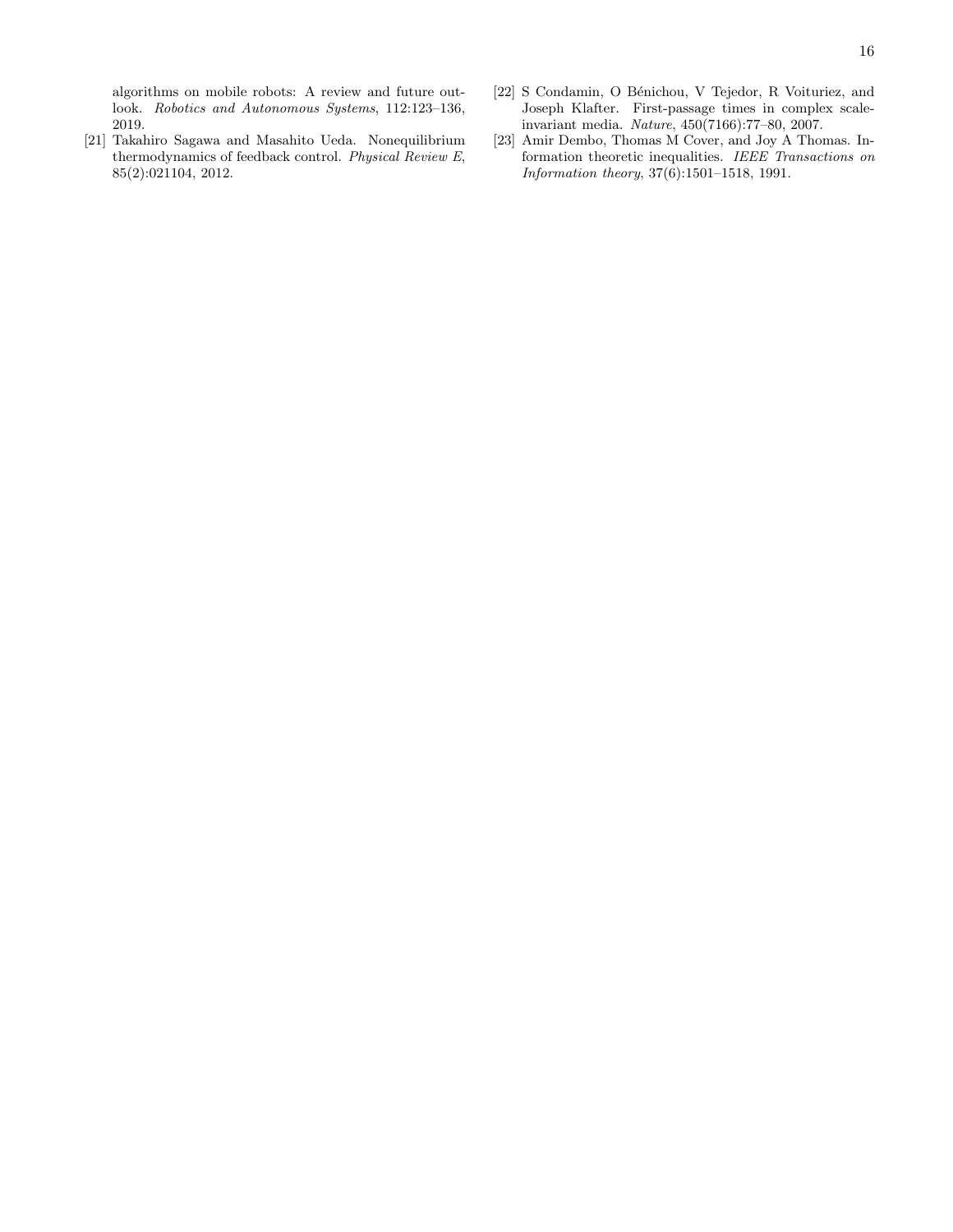algorithms on mobile robots: A review and future outlook. *Robotics and Autonomous Systems*, 112:123–136, 2019.

[21] Takahiro Sagawa and Masahito Ueda. Nonequilibrium thermodynamics of feedback control. *Physical Review E*, 85(2):021104, 2012.

[22] S Condamin, O Bénichou, V Tejedor, R Voituriez, and Joseph Klafter. First-passage times in complex scale-invariant media. *Nature*, 450(7166):77–80, 2007.

[23] Amir Dembo, Thomas M Cover, and Joy A Thomas. Information theoretic inequalities. *IEEE Transactions on Information theory*, 37(6):1501–1518, 1991.